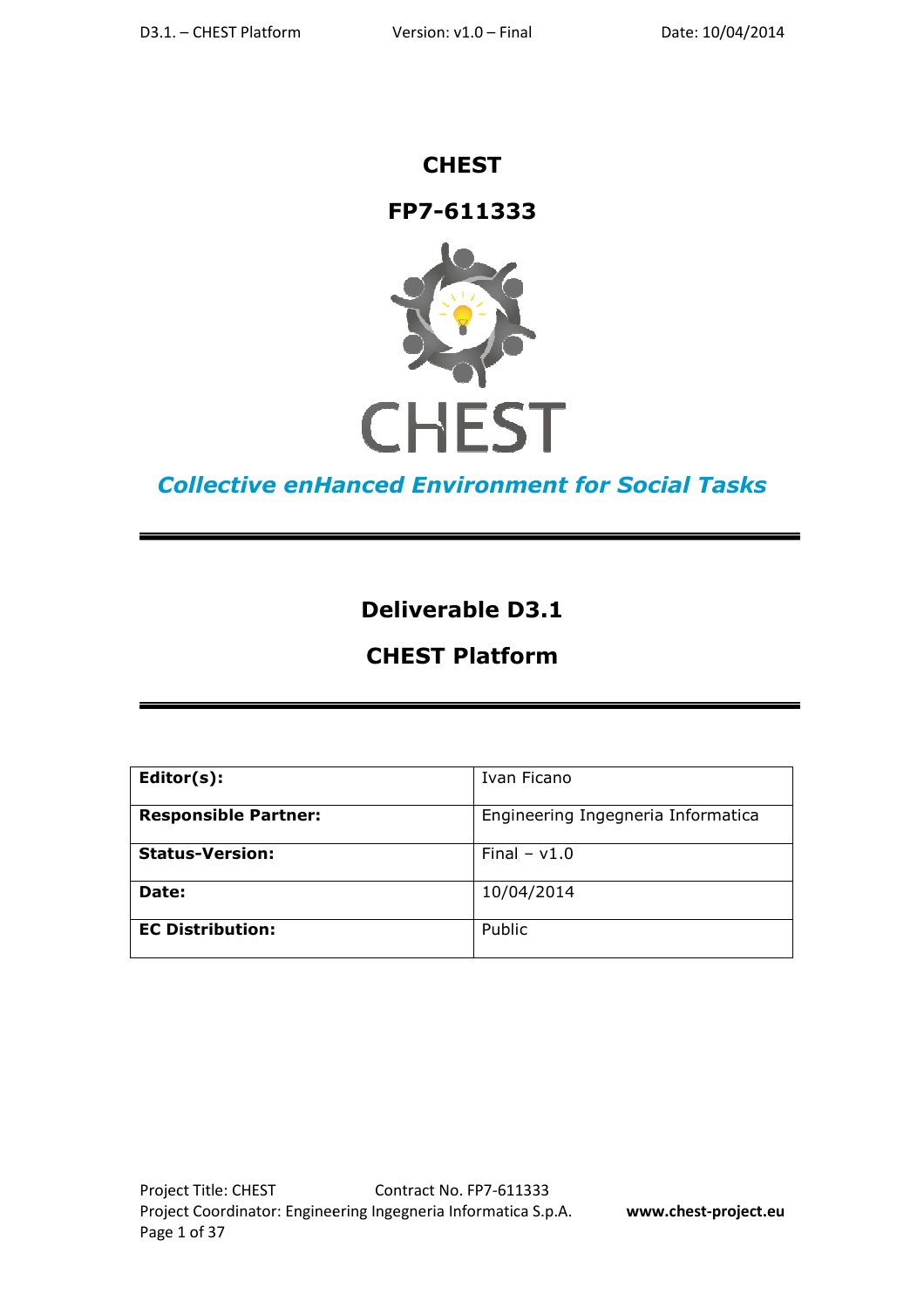# CHEST

# FP7-611333

CHEST

*Collective enHanced Environment for Social Tasks*

## Deliverable D3.1

## CHEST Platform

| | |
|---|---|
| **Editor(s):** | Ivan Ficano |
| **Responsible Partner:** | Engineering Ingegneria Informatica |
| **Status-Version:** | Final – v1.0 |
| **Date:** | 10/04/2014 |
| **EC Distribution:** | Public |

Project Title: CHEST Contract No. FP7-611333

Project Coordinator: Engineering Ingegneria Informatica S.p.A. **www.chest-project.eu**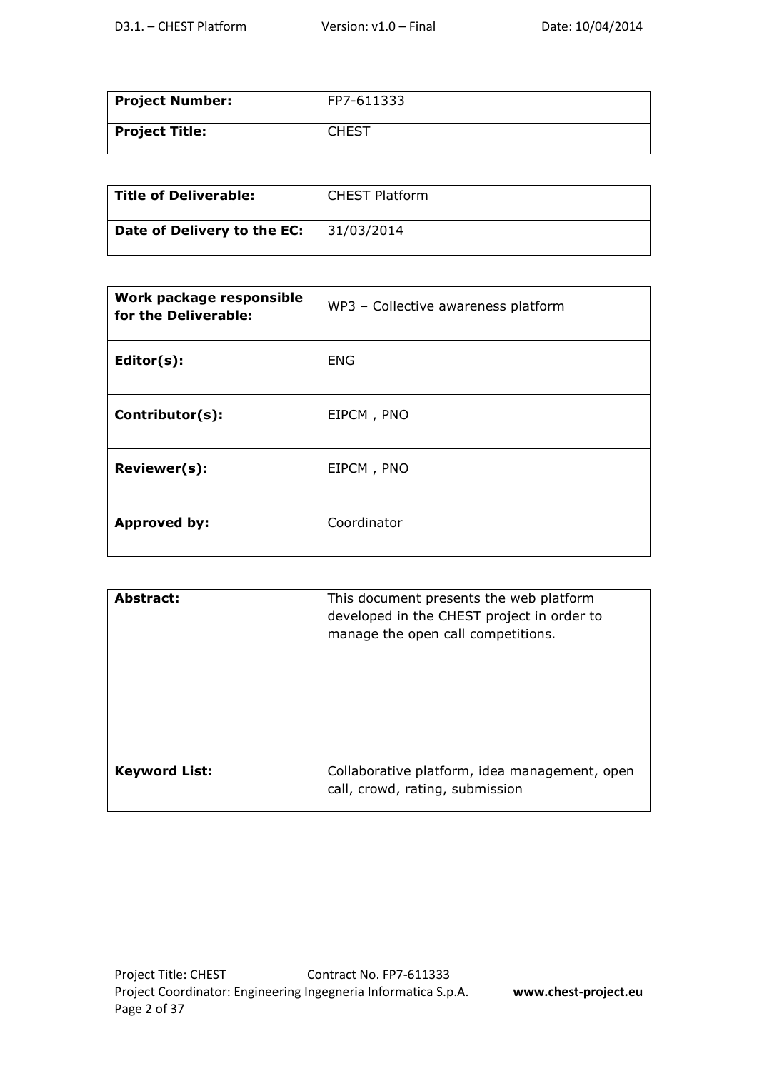| **Project Number:** | FP7-611333 |
| --- | --- |
| **Project Title:** | CHEST |

| **Title of Deliverable:** | CHEST Platform |
| --- | --- |
| **Date of Delivery to the EC:** | 31/03/2014 |

| **Work package responsible for the Deliverable:** | WP3 – Collective awareness platform |
| --- | --- |
| **Editor(s):** | ENG |
| **Contributor(s):** | EIPCM , PNO |
| **Reviewer(s):** | EIPCM , PNO |
| **Approved by:** | Coordinator |

| **Abstract:** | This document presents the web platform developed in the CHEST project in order to manage the open call competitions. |
| --- | --- |
| **Keyword List:** | Collaborative platform, idea management, open call, crowd, rating, submission |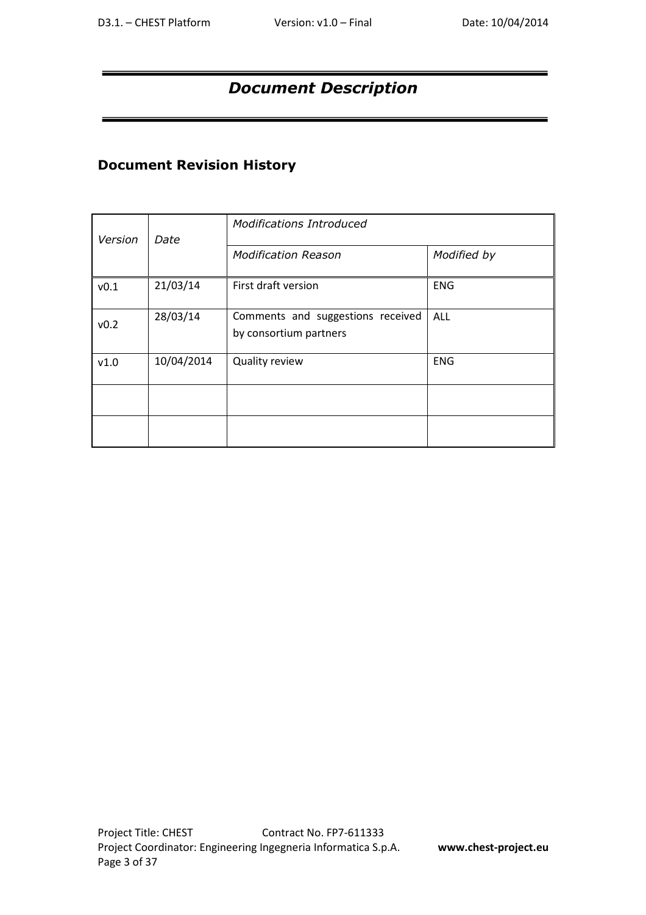# *Document Description*

## Document Revision History

| *Version* | *Date* | *Modifications Introduced* | |
|---|---|---|---|
| | | *Modification Reason* | *Modified by* |
| v0.1 | 21/03/14 | First draft version | ENG |
| v0.2 | 28/03/14 | Comments and suggestions received by consortium partners | ALL |
| v1.0 | 10/04/2014 | Quality review | ENG |
| | | | |
| | | | |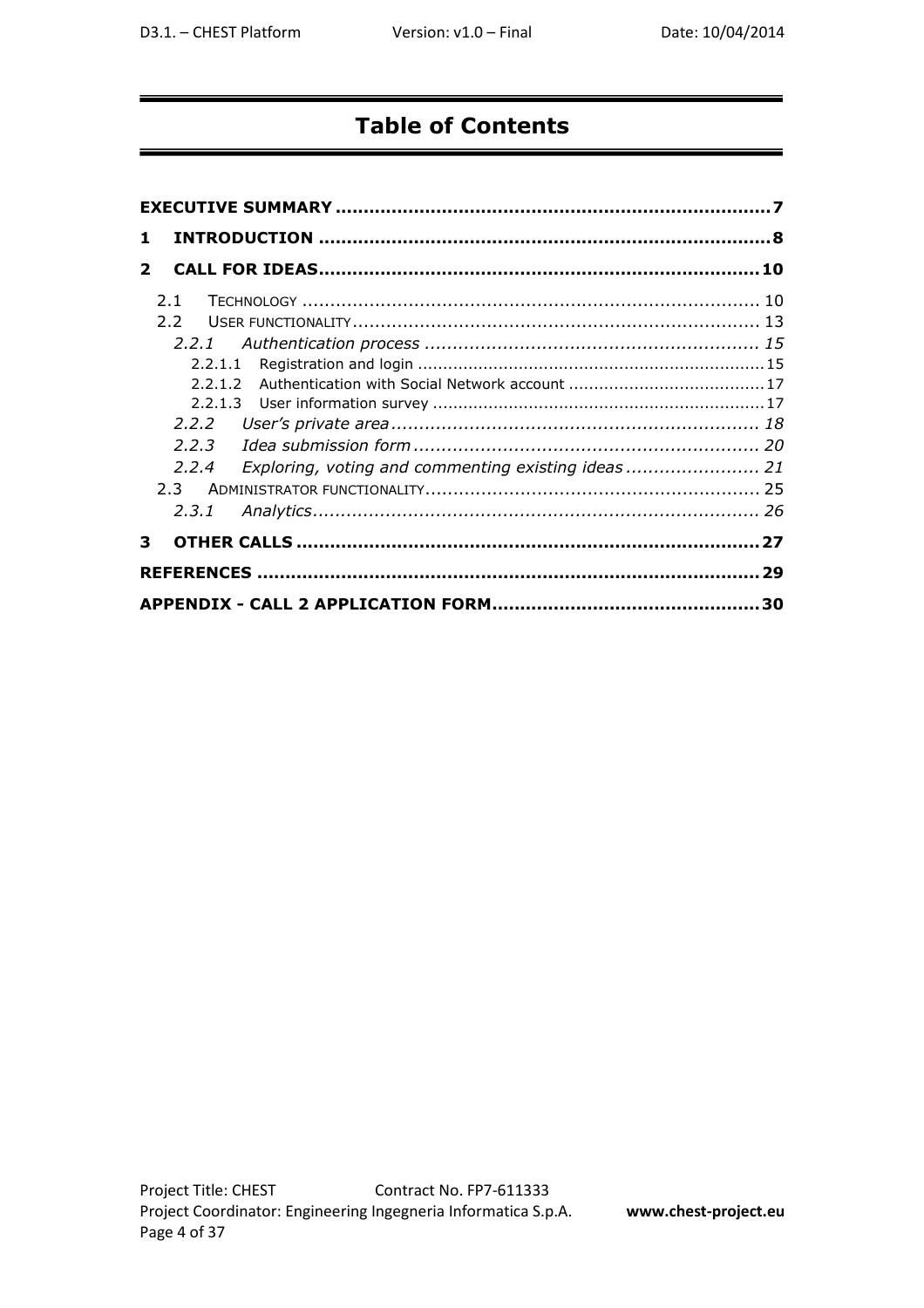# Table of Contents

**EXECUTIVE SUMMARY .......................................................................... 7**

**1 INTRODUCTION .............................................................................. 8**

**2 CALL FOR IDEAS............................................................................ 10**

- 2.1 TECHNOLOGY ................................................................................ 10
- 2.2 USER FUNCTIONALITY ......................................................................... 13
  - *2.2.1 Authentication process ........................................................... 15*
    - 2.2.1.1 Registration and login ..................................................................... 15
    - 2.2.1.2 Authentication with Social Network account ....................................... 17
    - 2.2.1.3 User information survey ................................................................. 17
  - *2.2.2 User's private area ................................................................. 18*
  - *2.2.3 Idea submission form ............................................................. 20*
  - *2.2.4 Exploring, voting and commenting existing ideas ........................ 21*
- 2.3 ADMINISTRATOR FUNCTIONALITY............................................................ 25
  - *2.3.1 Analytics............................................................................... 26*

**3 OTHER CALLS ................................................................................. 27**

**REFERENCES ........................................................................................ 29**

**APPENDIX - CALL 2 APPLICATION FORM............................................... 30**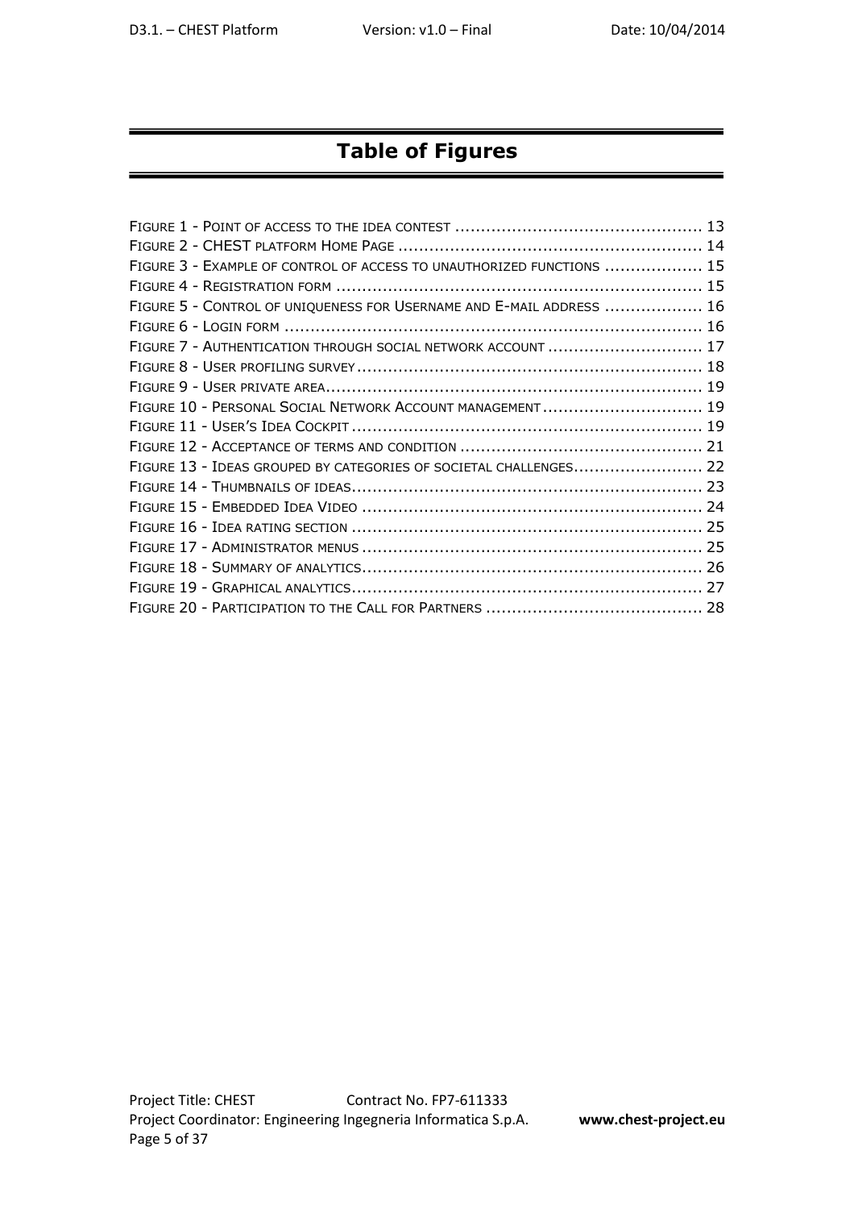# Table of Figures

FIGURE 1 - POINT OF ACCESS TO THE IDEA CONTEST ................................................ 13
FIGURE 2 - CHEST PLATFORM HOME PAGE ........................................................... 14
FIGURE 3 - EXAMPLE OF CONTROL OF ACCESS TO UNAUTHORIZED FUNCTIONS ................... 15
FIGURE 4 - REGISTRATION FORM ...................................................................... 15
FIGURE 5 - CONTROL OF UNIQUENESS FOR USERNAME AND E-MAIL ADDRESS ................... 16
FIGURE 6 - LOGIN FORM ................................................................................ 16
FIGURE 7 - AUTHENTICATION THROUGH SOCIAL NETWORK ACCOUNT .............................. 17
FIGURE 8 - USER PROFILING SURVEY .................................................................. 18
FIGURE 9 - USER PRIVATE AREA........................................................................ 19
FIGURE 10 - PERSONAL SOCIAL NETWORK ACCOUNT MANAGEMENT ............................... 19
FIGURE 11 - USER'S IDEA COCKPIT ................................................................... 19
FIGURE 12 - ACCEPTANCE OF TERMS AND CONDITION ............................................... 21
FIGURE 13 - IDEAS GROUPED BY CATEGORIES OF SOCIETAL CHALLENGES......................... 22
FIGURE 14 - THUMBNAILS OF IDEAS................................................................... 23
FIGURE 15 - EMBEDDED IDEA VIDEO ................................................................. 24
FIGURE 16 - IDEA RATING SECTION .................................................................. 25
FIGURE 17 - ADMINISTRATOR MENUS ................................................................. 25
FIGURE 18 - SUMMARY OF ANALYTICS................................................................. 26
FIGURE 19 - GRAPHICAL ANALYTICS................................................................... 27
FIGURE 20 - PARTICIPATION TO THE CALL FOR PARTNERS .......................................... 28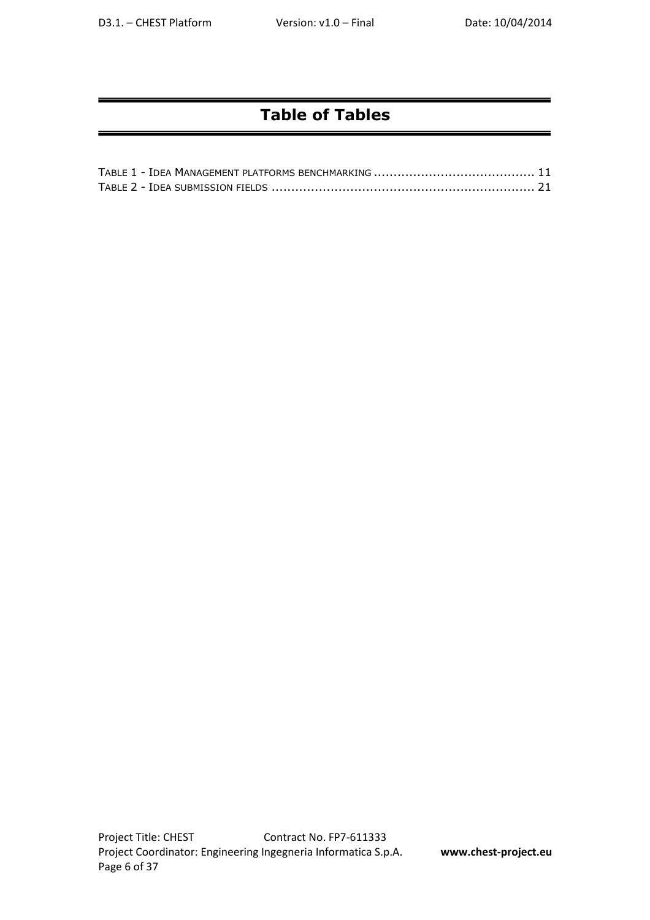# Table of Tables

Table 1 - Idea Management platforms benchmarking ........................................ 11
Table 2 - Idea submission fields ................................................................ 21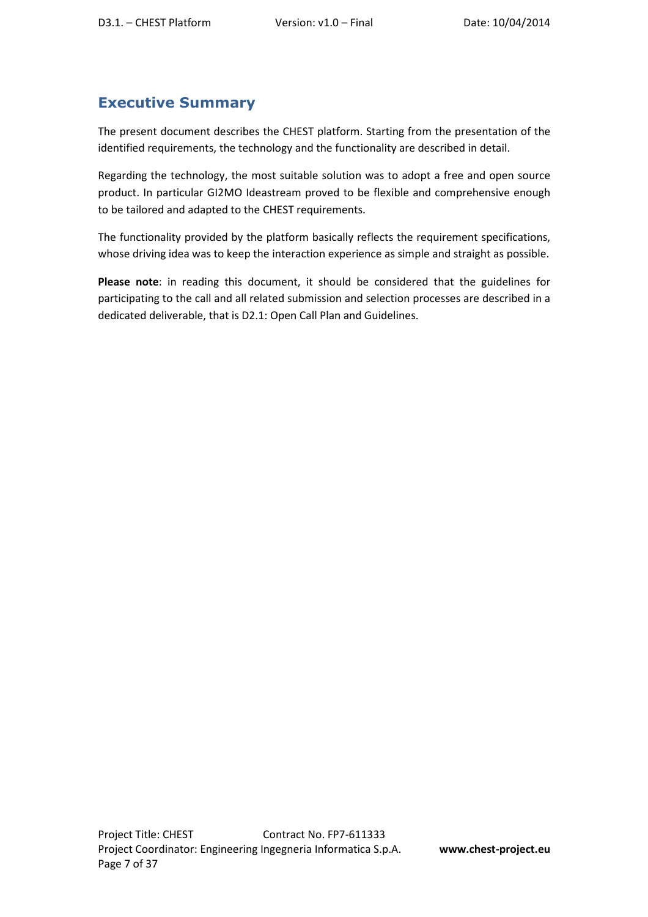## Executive Summary

The present document describes the CHEST platform. Starting from the presentation of the identified requirements, the technology and the functionality are described in detail.

Regarding the technology, the most suitable solution was to adopt a free and open source product. In particular GI2MO Ideastream proved to be flexible and comprehensive enough to be tailored and adapted to the CHEST requirements.

The functionality provided by the platform basically reflects the requirement specifications, whose driving idea was to keep the interaction experience as simple and straight as possible.

**Please note**: in reading this document, it should be considered that the guidelines for participating to the call and all related submission and selection processes are described in a dedicated deliverable, that is D2.1: Open Call Plan and Guidelines.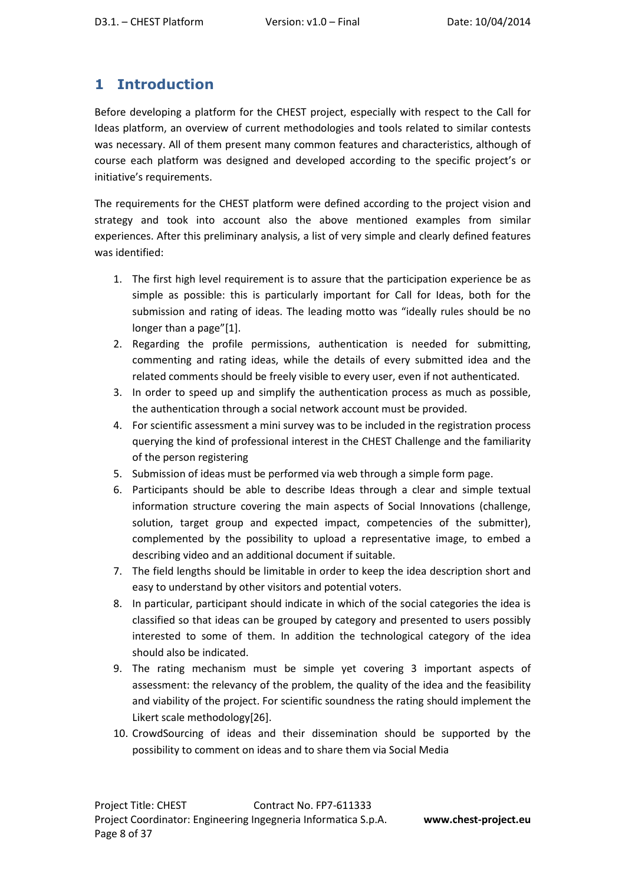# 1 Introduction

Before developing a platform for the CHEST project, especially with respect to the Call for Ideas platform, an overview of current methodologies and tools related to similar contests was necessary. All of them present many common features and characteristics, although of course each platform was designed and developed according to the specific project's or initiative's requirements.

The requirements for the CHEST platform were defined according to the project vision and strategy and took into account also the above mentioned examples from similar experiences. After this preliminary analysis, a list of very simple and clearly defined features was identified:

1. The first high level requirement is to assure that the participation experience be as simple as possible: this is particularly important for Call for Ideas, both for the submission and rating of ideas. The leading motto was "ideally rules should be no longer than a page"[1].
2. Regarding the profile permissions, authentication is needed for submitting, commenting and rating ideas, while the details of every submitted idea and the related comments should be freely visible to every user, even if not authenticated.
3. In order to speed up and simplify the authentication process as much as possible, the authentication through a social network account must be provided.
4. For scientific assessment a mini survey was to be included in the registration process querying the kind of professional interest in the CHEST Challenge and the familiarity of the person registering
5. Submission of ideas must be performed via web through a simple form page.
6. Participants should be able to describe Ideas through a clear and simple textual information structure covering the main aspects of Social Innovations (challenge, solution, target group and expected impact, competencies of the submitter), complemented by the possibility to upload a representative image, to embed a describing video and an additional document if suitable.
7. The field lengths should be limitable in order to keep the idea description short and easy to understand by other visitors and potential voters.
8. In particular, participant should indicate in which of the social categories the idea is classified so that ideas can be grouped by category and presented to users possibly interested to some of them. In addition the technological category of the idea should also be indicated.
9. The rating mechanism must be simple yet covering 3 important aspects of assessment: the relevancy of the problem, the quality of the idea and the feasibility and viability of the project. For scientific soundness the rating should implement the Likert scale methodology[26].
10. CrowdSourcing of ideas and their dissemination should be supported by the possibility to comment on ideas and to share them via Social Media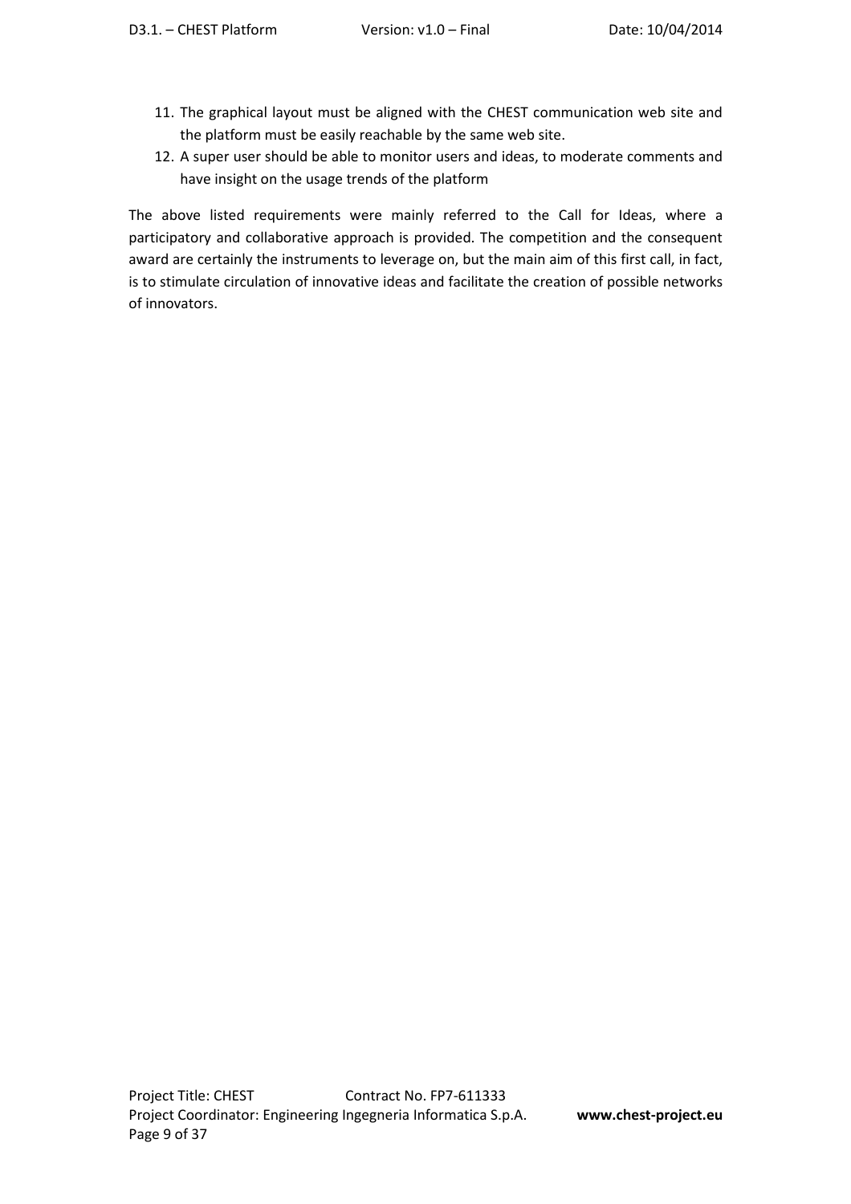11. The graphical layout must be aligned with the CHEST communication web site and the platform must be easily reachable by the same web site.
12. A super user should be able to monitor users and ideas, to moderate comments and have insight on the usage trends of the platform

The above listed requirements were mainly referred to the Call for Ideas, where a participatory and collaborative approach is provided. The competition and the consequent award are certainly the instruments to leverage on, but the main aim of this first call, in fact, is to stimulate circulation of innovative ideas and facilitate the creation of possible networks of innovators.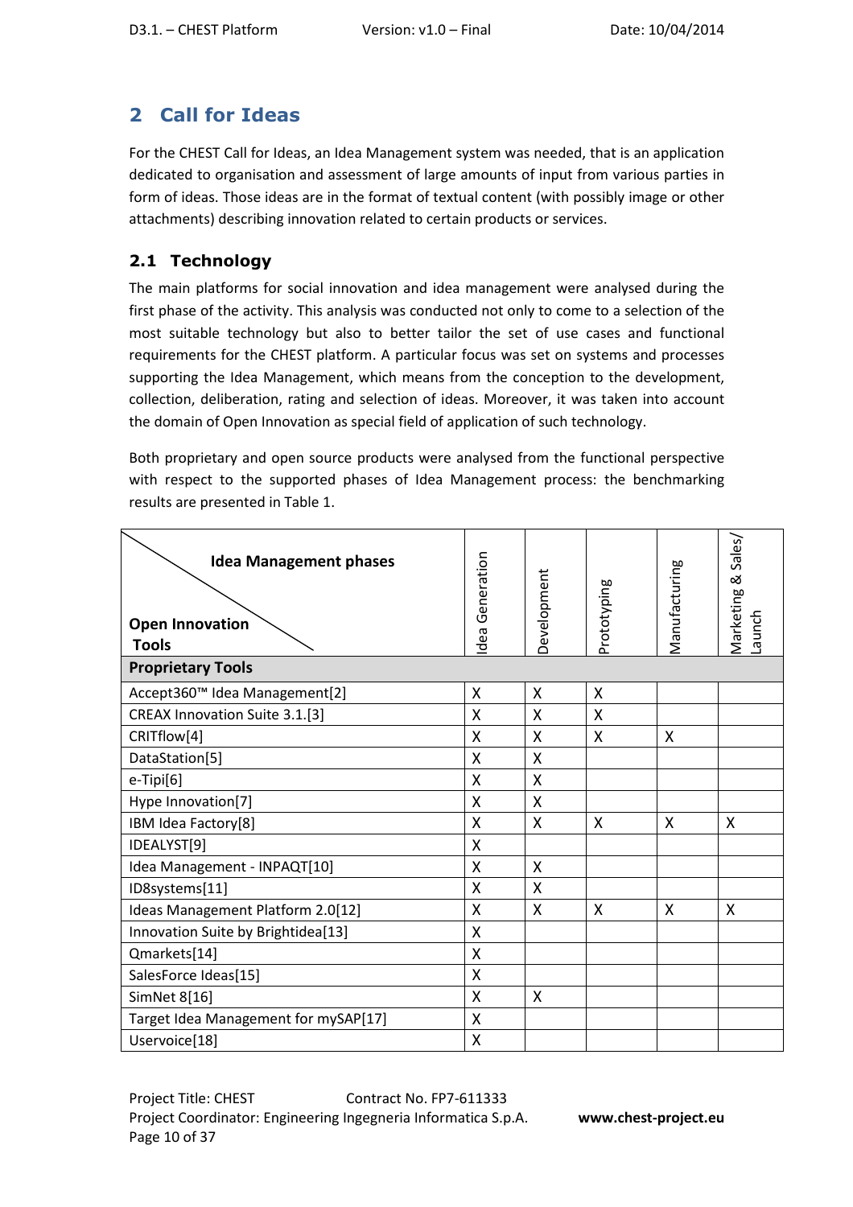## 2 Call for Ideas

For the CHEST Call for Ideas, an Idea Management system was needed, that is an application dedicated to organisation and assessment of large amounts of input from various parties in form of ideas. Those ideas are in the format of textual content (with possibly image or other attachments) describing innovation related to certain products or services.

### 2.1 Technology

The main platforms for social innovation and idea management were analysed during the first phase of the activity. This analysis was conducted not only to come to a selection of the most suitable technology but also to better tailor the set of use cases and functional requirements for the CHEST platform. A particular focus was set on systems and processes supporting the Idea Management, which means from the conception to the development, collection, deliberation, rating and selection of ideas. Moreover, it was taken into account the domain of Open Innovation as special field of application of such technology.

Both proprietary and open source products were analysed from the functional perspective with respect to the supported phases of Idea Management process: the benchmarking results are presented in Table 1.

| Idea Management phases / Open Innovation Tools | Idea Generation | Development | Prototyping | Manufacturing | Marketing & Sales/ Launch |
|---|---|---|---|---|---|
| **Proprietary Tools** | | | | | |
| Accept360™ Idea Management[2] | X | X | X | | |
| CREAX Innovation Suite 3.1.[3] | X | X | X | | |
| CRITflow[4] | X | X | X | X | |
| DataStation[5] | X | X | | | |
| e-Tipi[6] | X | X | | | |
| Hype Innovation[7] | X | X | | | |
| IBM Idea Factory[8] | X | X | X | X | X |
| IDEALYST[9] | X | | | | |
| Idea Management - INPAQT[10] | X | X | | | |
| ID8systems[11] | X | X | | | |
| Ideas Management Platform 2.0[12] | X | X | X | X | X |
| Innovation Suite by Brightidea[13] | X | | | | |
| Qmarkets[14] | X | | | | |
| SalesForce Ideas[15] | X | | | | |
| SimNet 8[16] | X | X | | | |
| Target Idea Management for mySAP[17] | X | | | | |
| Uservoice[18] | X | | | | |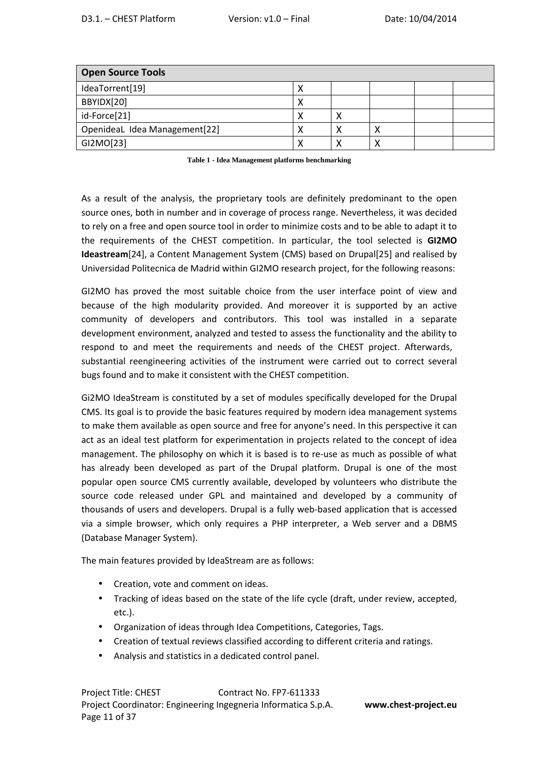| Open Source Tools | | | | | |
|---|---|---|---|---|---|
| IdeaTorrent[19] | X | | | | |
| BBYIDX[20] | X | | | | |
| id-Force[21] | X | X | | | |
| OpenideaL Idea Management[22] | X | X | X | | |
| GI2MO[23] | X | X | X | | |

**Table 1 - Idea Management platforms benchmarking**

As a result of the analysis, the proprietary tools are definitely predominant to the open source ones, both in number and in coverage of process range. Nevertheless, it was decided to rely on a free and open source tool in order to minimize costs and to be able to adapt it to the requirements of the CHEST competition. In particular, the tool selected is **GI2MO Ideastream**[24], a Content Management System (CMS) based on Drupal[25] and realised by Universidad Politecnica de Madrid within GI2MO research project, for the following reasons:

GI2MO has proved the most suitable choice from the user interface point of view and because of the high modularity provided. And moreover it is supported by an active community of developers and contributors. This tool was installed in a separate development environment, analyzed and tested to assess the functionality and the ability to respond to and meet the requirements and needs of the CHEST project. Afterwards, substantial reengineering activities of the instrument were carried out to correct several bugs found and to make it consistent with the CHEST competition.

Gi2MO IdeaStream is constituted by a set of modules specifically developed for the Drupal CMS. Its goal is to provide the basic features required by modern idea management systems to make them available as open source and free for anyone's need. In this perspective it can act as an ideal test platform for experimentation in projects related to the concept of idea management. The philosophy on which it is based is to re-use as much as possible of what has already been developed as part of the Drupal platform. Drupal is one of the most popular open source CMS currently available, developed by volunteers who distribute the source code released under GPL and maintained and developed by a community of thousands of users and developers. Drupal is a fully web-based application that is accessed via a simple browser, which only requires a PHP interpreter, a Web server and a DBMS (Database Manager System).

The main features provided by IdeaStream are as follows:

- Creation, vote and comment on ideas.
- Tracking of ideas based on the state of the life cycle (draft, under review, accepted, etc.).
- Organization of ideas through Idea Competitions, Categories, Tags.
- Creation of textual reviews classified according to different criteria and ratings.
- Analysis and statistics in a dedicated control panel.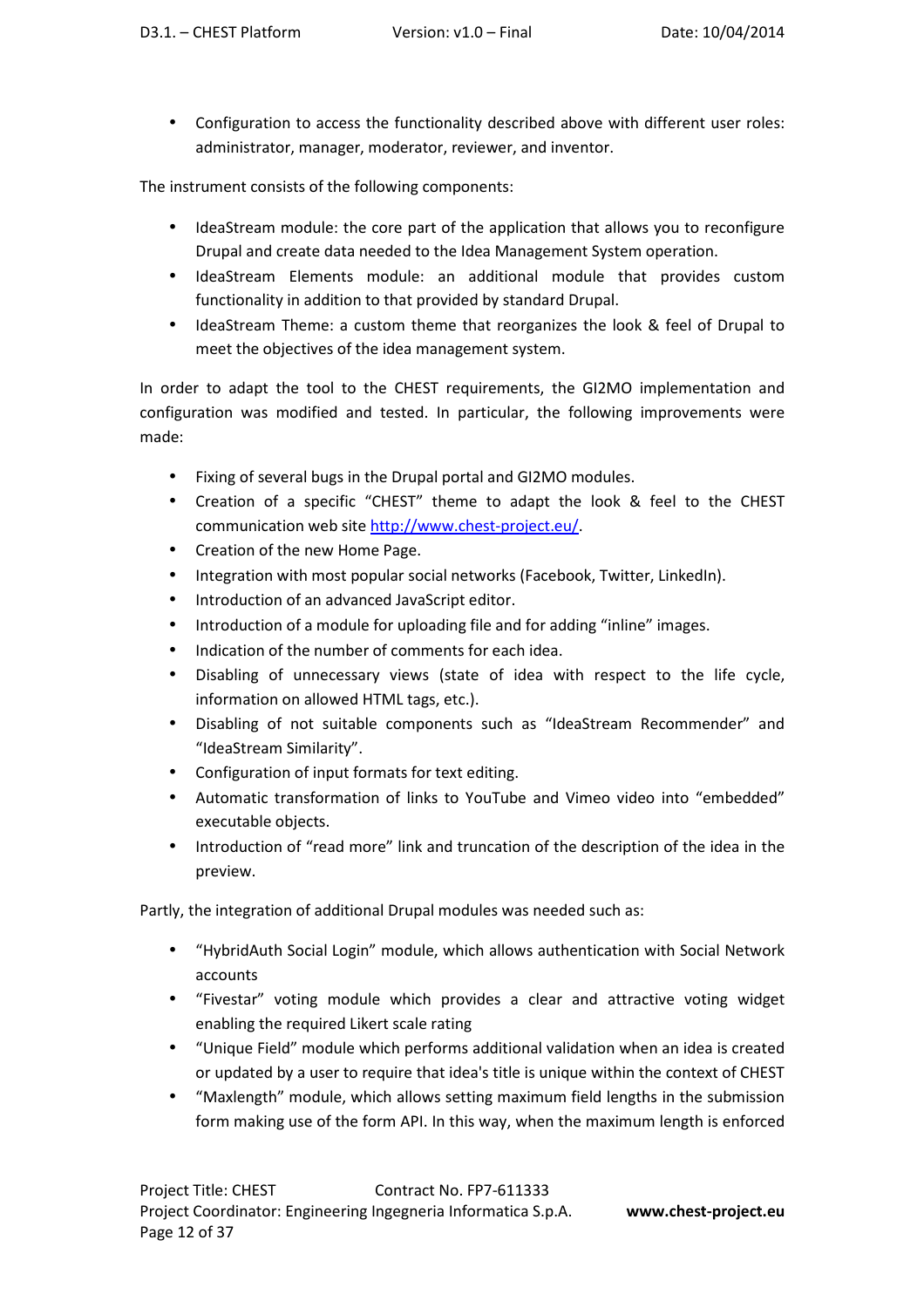- Configuration to access the functionality described above with different user roles: administrator, manager, moderator, reviewer, and inventor.

The instrument consists of the following components:

- IdeaStream module: the core part of the application that allows you to reconfigure Drupal and create data needed to the Idea Management System operation.
- IdeaStream Elements module: an additional module that provides custom functionality in addition to that provided by standard Drupal.
- IdeaStream Theme: a custom theme that reorganizes the look & feel of Drupal to meet the objectives of the idea management system.

In order to adapt the tool to the CHEST requirements, the GI2MO implementation and configuration was modified and tested. In particular, the following improvements were made:

- Fixing of several bugs in the Drupal portal and GI2MO modules.
- Creation of a specific "CHEST" theme to adapt the look & feel to the CHEST communication web site http://www.chest-project.eu/.
- Creation of the new Home Page.
- Integration with most popular social networks (Facebook, Twitter, LinkedIn).
- Introduction of an advanced JavaScript editor.
- Introduction of a module for uploading file and for adding "inline" images.
- Indication of the number of comments for each idea.
- Disabling of unnecessary views (state of idea with respect to the life cycle, information on allowed HTML tags, etc.).
- Disabling of not suitable components such as "IdeaStream Recommender" and "IdeaStream Similarity".
- Configuration of input formats for text editing.
- Automatic transformation of links to YouTube and Vimeo video into "embedded" executable objects.
- Introduction of "read more" link and truncation of the description of the idea in the preview.

Partly, the integration of additional Drupal modules was needed such as:

- "HybridAuth Social Login" module, which allows authentication with Social Network accounts
- "Fivestar" voting module which provides a clear and attractive voting widget enabling the required Likert scale rating
- "Unique Field" module which performs additional validation when an idea is created or updated by a user to require that idea's title is unique within the context of CHEST
- "Maxlength" module, which allows setting maximum field lengths in the submission form making use of the form API. In this way, when the maximum length is enforced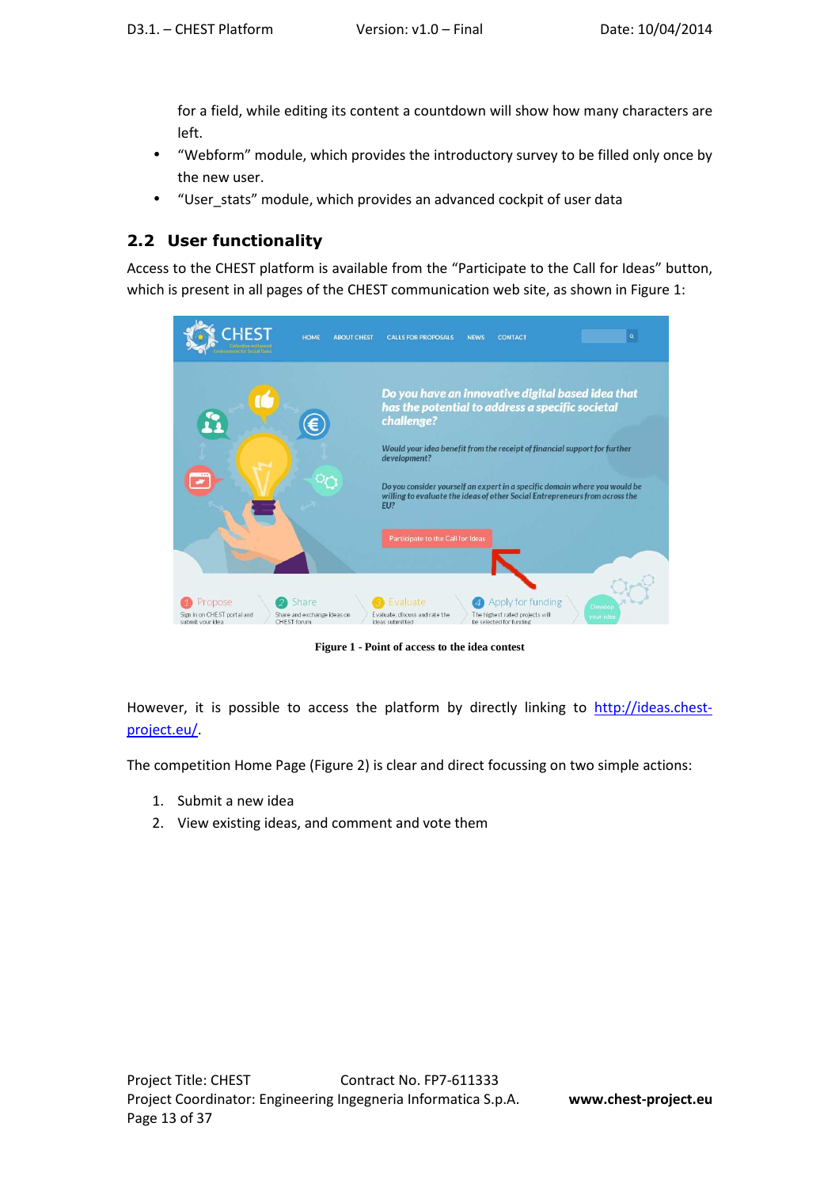for a field, while editing its content a countdown will show how many characters are left.

- "Webform" module, which provides the introductory survey to be filled only once by the new user.
- "User_stats" module, which provides an advanced cockpit of user data

## 2.2 User functionality

Access to the CHEST platform is available from the "Participate to the Call for Ideas" button, which is present in all pages of the CHEST communication web site, as shown in Figure 1:

**Figure 1 - Point of access to the idea contest**

However, it is possible to access the platform by directly linking to [http://ideas.chest-project.eu/](http://ideas.chest-project.eu/).

The competition Home Page (Figure 2) is clear and direct focussing on two simple actions:

1. Submit a new idea
2. View existing ideas, and comment and vote them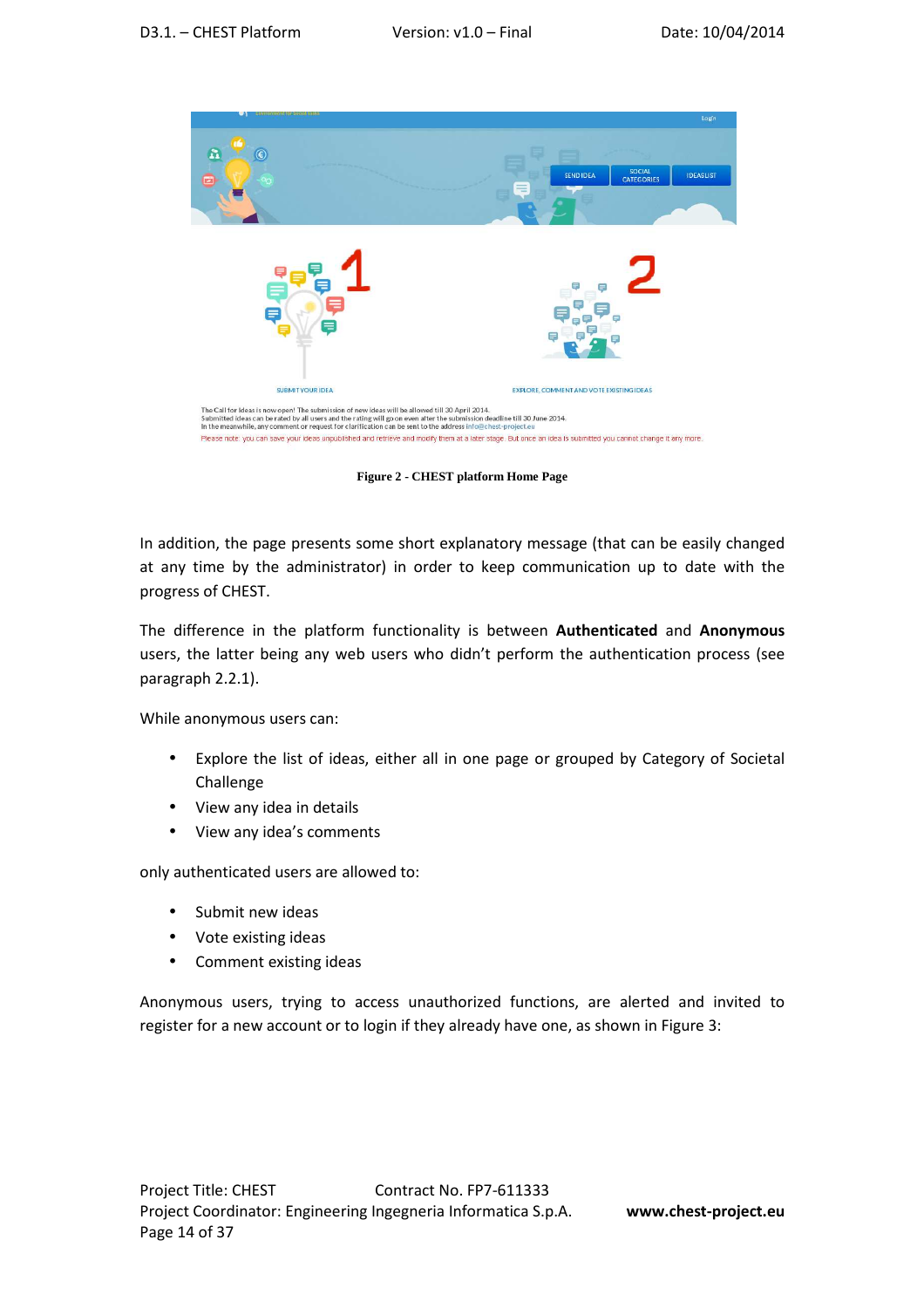Figure 2 - CHEST platform Home Page

In addition, the page presents some short explanatory message (that can be easily changed at any time by the administrator) in order to keep communication up to date with the progress of CHEST.

The difference in the platform functionality is between **Authenticated** and **Anonymous** users, the latter being any web users who didn't perform the authentication process (see paragraph 2.2.1).

While anonymous users can:

- Explore the list of ideas, either all in one page or grouped by Category of Societal Challenge
- View any idea in details
- View any idea's comments

only authenticated users are allowed to:

- Submit new ideas
- Vote existing ideas
- Comment existing ideas

Anonymous users, trying to access unauthorized functions, are alerted and invited to register for a new account or to login if they already have one, as shown in Figure 3: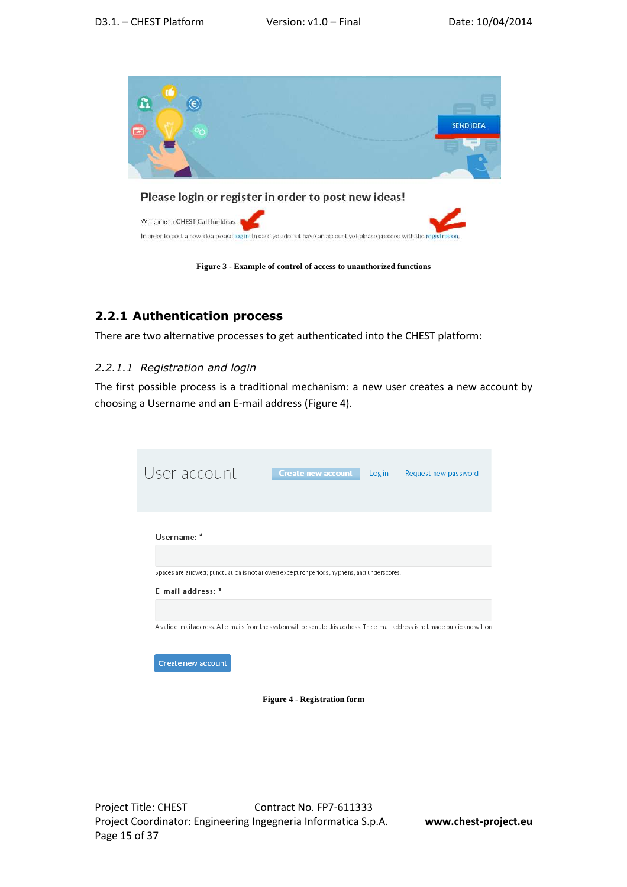Figure 3 - Example of control of access to unauthorized functions

### 2.2.1 Authentication process

There are two alternative processes to get authenticated into the CHEST platform:

#### *2.2.1.1 Registration and login*

The first possible process is a traditional mechanism: a new user creates a new account by choosing a Username and an E-mail address (Figure 4).

Figure 4 - Registration form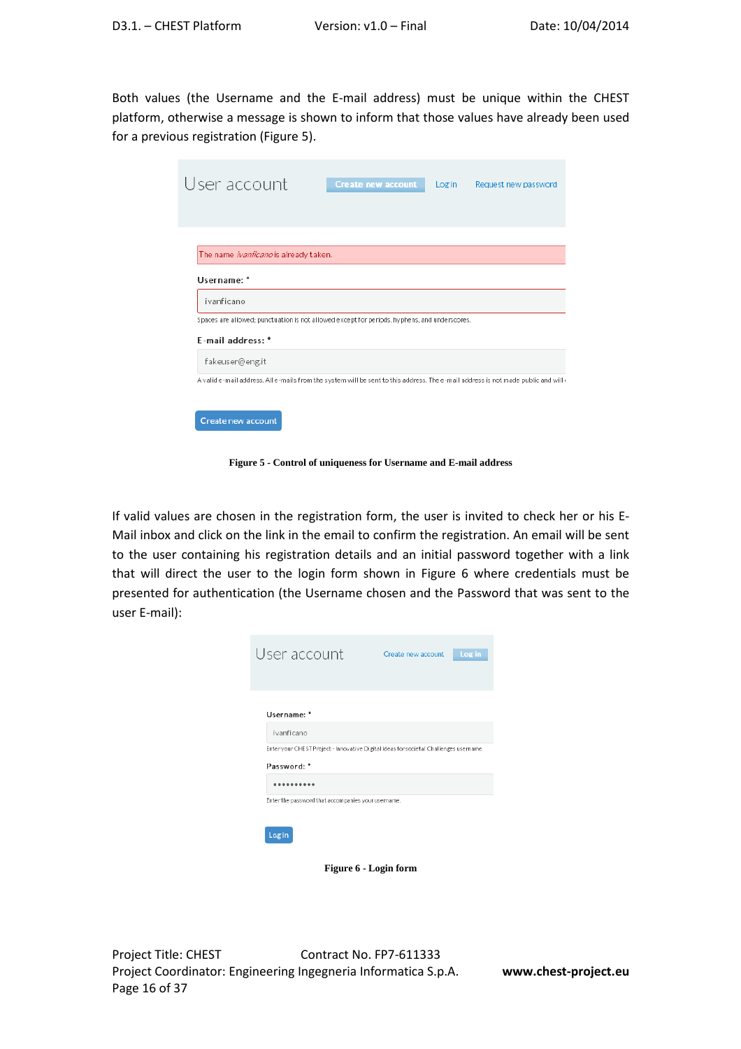Both values (the Username and the E-mail address) must be unique within the CHEST platform, otherwise a message is shown to inform that those values have already been used for a previous registration (Figure 5).

**Figure 5 - Control of uniqueness for Username and E-mail address**

If valid values are chosen in the registration form, the user is invited to check her or his E-Mail inbox and click on the link in the email to confirm the registration. An email will be sent to the user containing his registration details and an initial password together with a link that will direct the user to the login form shown in Figure 6 where credentials must be presented for authentication (the Username chosen and the Password that was sent to the user E-mail):

**Figure 6 - Login form**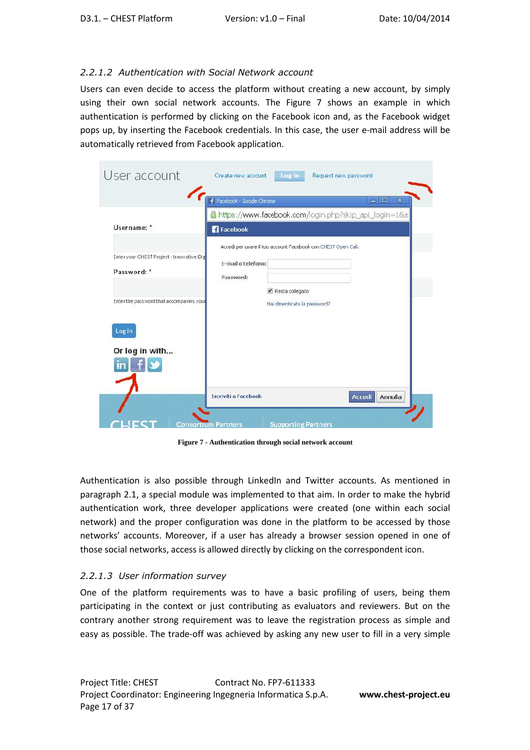### 2.2.1.2 *Authentication with Social Network account*

Users can even decide to access the platform without creating a new account, by simply using their own social network accounts. The Figure 7 shows an example in which authentication is performed by clicking on the Facebook icon and, as the Facebook widget pops up, by inserting the Facebook credentials. In this case, the user e-mail address will be automatically retrieved from Facebook application.

**Figure 7 - Authentication through social network account**

Authentication is also possible through LinkedIn and Twitter accounts. As mentioned in paragraph 2.1, a special module was implemented to that aim. In order to make the hybrid authentication work, three developer applications were created (one within each social network) and the proper configuration was done in the platform to be accessed by those networks' accounts. Moreover, if a user has already a browser session opened in one of those social networks, access is allowed directly by clicking on the correspondent icon.

### 2.2.1.3 *User information survey*

One of the platform requirements was to have a basic profiling of users, being them participating in the context or just contributing as evaluators and reviewers. But on the contrary another strong requirement was to leave the registration process as simple and easy as possible. The trade-off was achieved by asking any new user to fill in a very simple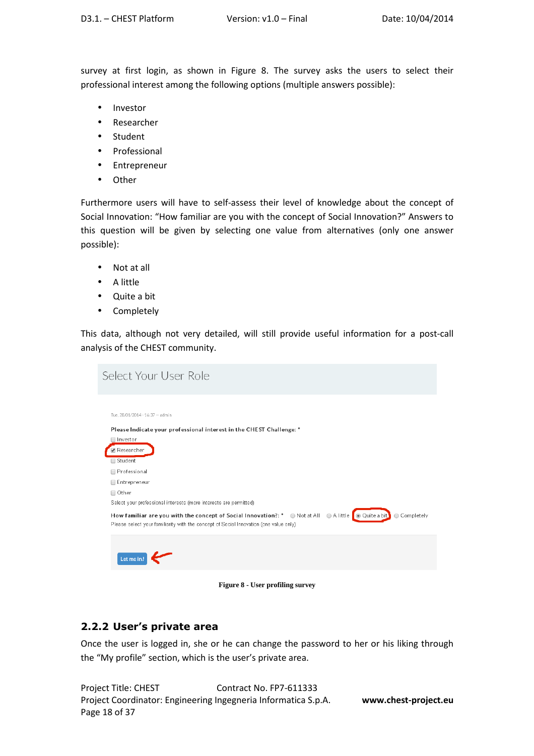survey at first login, as shown in Figure 8. The survey asks the users to select their professional interest among the following options (multiple answers possible):

- Investor
- Researcher
- Student
- Professional
- Entrepreneur
- Other

Furthermore users will have to self-assess their level of knowledge about the concept of Social Innovation: "How familiar are you with the concept of Social Innovation?" Answers to this question will be given by selecting one value from alternatives (only one answer possible):

- Not at all
- A little
- Quite a bit
- Completely

This data, although not very detailed, will still provide useful information for a post-call analysis of the CHEST community.

Figure 8 - User profiling survey

### 2.2.2 User's private area

Once the user is logged in, she or he can change the password to her or his liking through the "My profile" section, which is the user's private area.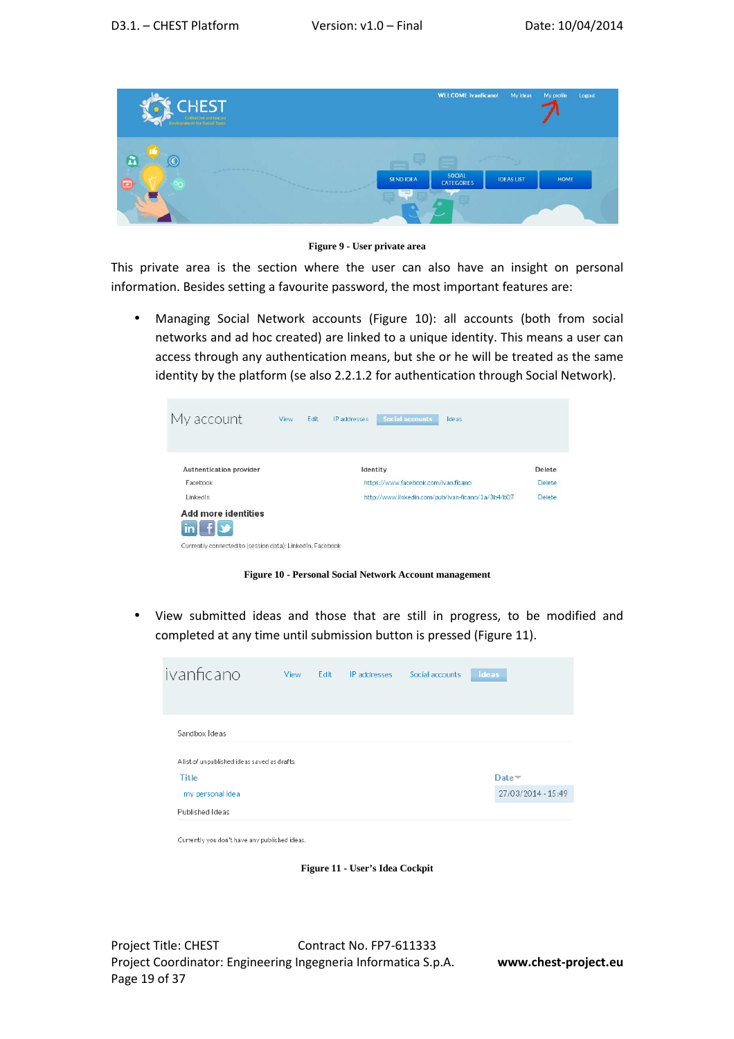Figure 9 - User private area

This private area is the section where the user can also have an insight on personal information. Besides setting a favourite password, the most important features are:

- Managing Social Network accounts (Figure 10): all accounts (both from social networks and ad hoc created) are linked to a unique identity. This means a user can access through any authentication means, but she or he will be treated as the same identity by the platform (se also 2.2.1.2 for authentication through Social Network).

Figure 10 - Personal Social Network Account management

- View submitted ideas and those that are still in progress, to be modified and completed at any time until submission button is pressed (Figure 11).

Figure 11 - User's Idea Cockpit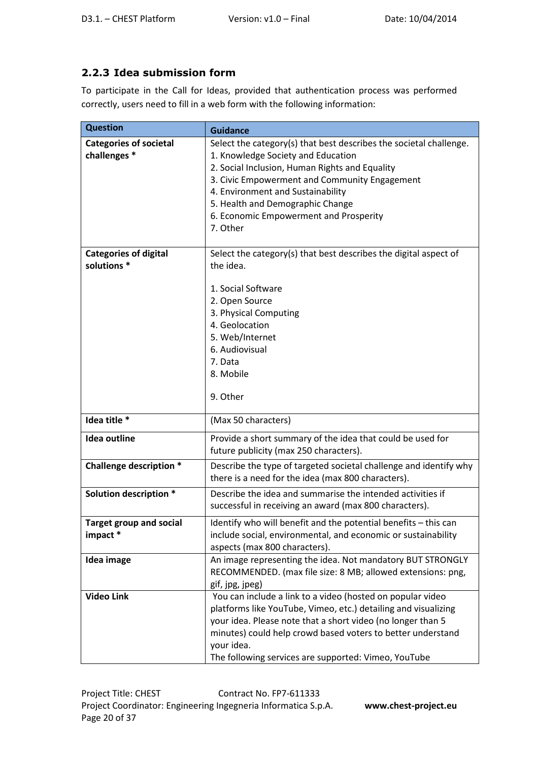### 2.2.3 Idea submission form

To participate in the Call for Ideas, provided that authentication process was performed correctly, users need to fill in a web form with the following information:

| Question | Guidance |
|---|---|
| **Categories of societal challenges *** | Select the category(s) that best describes the societal challenge.<br>1. Knowledge Society and Education<br>2. Social Inclusion, Human Rights and Equality<br>3. Civic Empowerment and Community Engagement<br>4. Environment and Sustainability<br>5. Health and Demographic Change<br>6. Economic Empowerment and Prosperity<br>7. Other |
| **Categories of digital solutions *** | Select the category(s) that best describes the digital aspect of the idea.<br><br>1. Social Software<br>2. Open Source<br>3. Physical Computing<br>4. Geolocation<br>5. Web/Internet<br>6. Audiovisual<br>7. Data<br>8. Mobile<br><br>9. Other |
| **Idea title *** | (Max 50 characters) |
| **Idea outline** | Provide a short summary of the idea that could be used for future publicity (max 250 characters). |
| **Challenge description *** | Describe the type of targeted societal challenge and identify why there is a need for the idea (max 800 characters). |
| **Solution description *** | Describe the idea and summarise the intended activities if successful in receiving an award (max 800 characters). |
| **Target group and social impact *** | Identify who will benefit and the potential benefits – this can include social, environmental, and economic or sustainability aspects (max 800 characters). |
| **Idea image** | An image representing the idea. Not mandatory BUT STRONGLY RECOMMENDED. (max file size: 8 MB; allowed extensions: png, gif, jpg, jpeg) |
| **Video Link** | You can include a link to a video (hosted on popular video platforms like YouTube, Vimeo, etc.) detailing and visualizing your idea. Please note that a short video (no longer than 5 minutes) could help crowd based voters to better understand your idea.<br>The following services are supported: Vimeo, YouTube |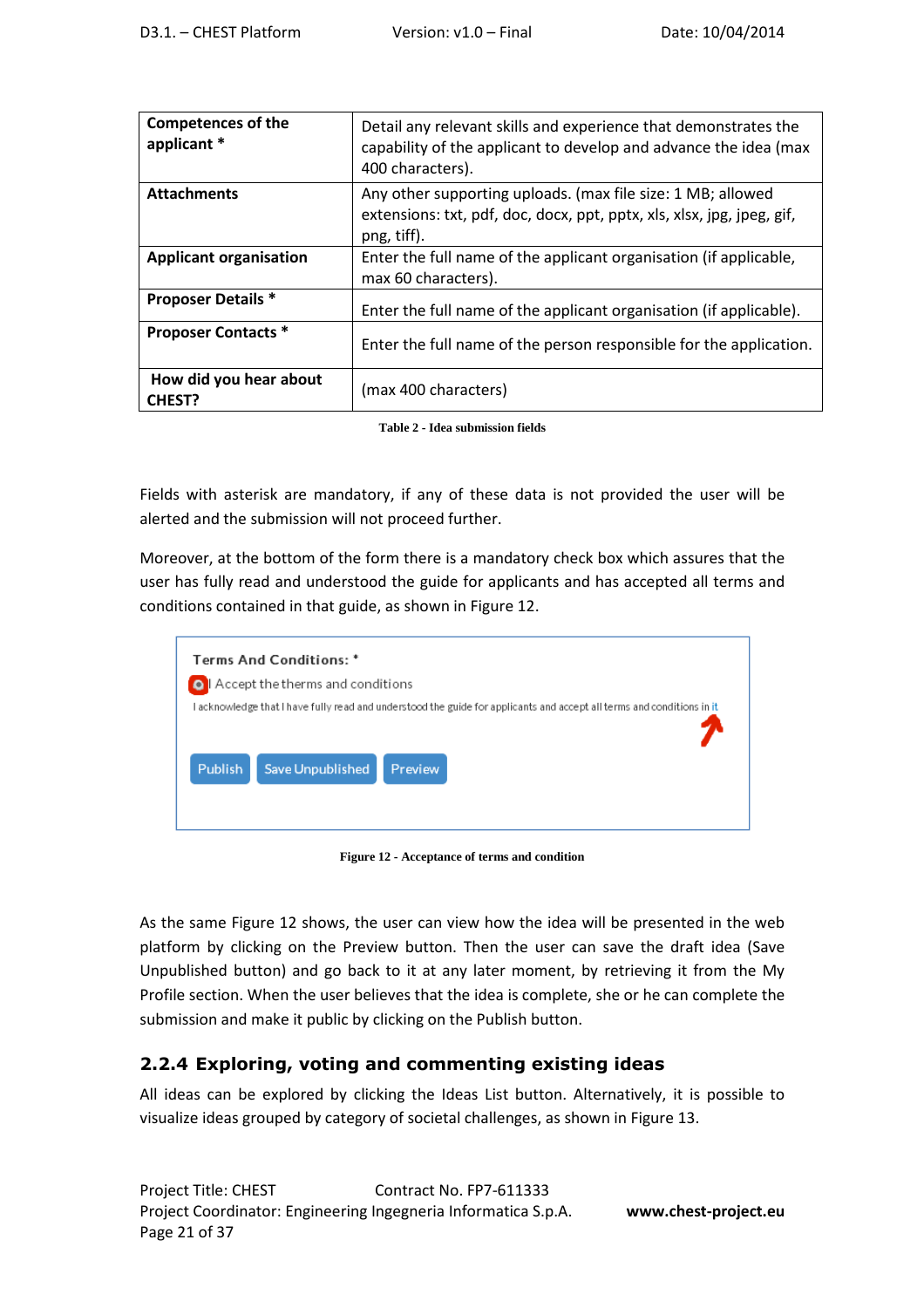| Competences of the applicant * | Detail any relevant skills and experience that demonstrates the capability of the applicant to develop and advance the idea (max 400 characters). |
|---|---|
| Attachments | Any other supporting uploads. (max file size: 1 MB; allowed extensions: txt, pdf, doc, docx, ppt, pptx, xls, xlsx, jpg, jpeg, gif, png, tiff). |
| Applicant organisation | Enter the full name of the applicant organisation (if applicable, max 60 characters). |
| Proposer Details * | Enter the full name of the applicant organisation (if applicable). |
| Proposer Contacts * | Enter the full name of the person responsible for the application. |
| How did you hear about CHEST? | (max 400 characters) |

**Table 2 - Idea submission fields**

Fields with asterisk are mandatory, if any of these data is not provided the user will be alerted and the submission will not proceed further.

Moreover, at the bottom of the form there is a mandatory check box which assures that the user has fully read and understood the guide for applicants and has accepted all terms and conditions contained in that guide, as shown in Figure 12.

Terms And Conditions: *

I Accept the therms and conditions

I acknowledge that I have fully read and understood the guide for applicants and accept all terms and conditions in it

Publish | Save Unpublished | Preview

**Figure 12 - Acceptance of terms and condition**

As the same Figure 12 shows, the user can view how the idea will be presented in the web platform by clicking on the Preview button. Then the user can save the draft idea (Save Unpublished button) and go back to it at any later moment, by retrieving it from the My Profile section. When the user believes that the idea is complete, she or he can complete the submission and make it public by clicking on the Publish button.

### 2.2.4 Exploring, voting and commenting existing ideas

All ideas can be explored by clicking the Ideas List button. Alternatively, it is possible to visualize ideas grouped by category of societal challenges, as shown in Figure 13.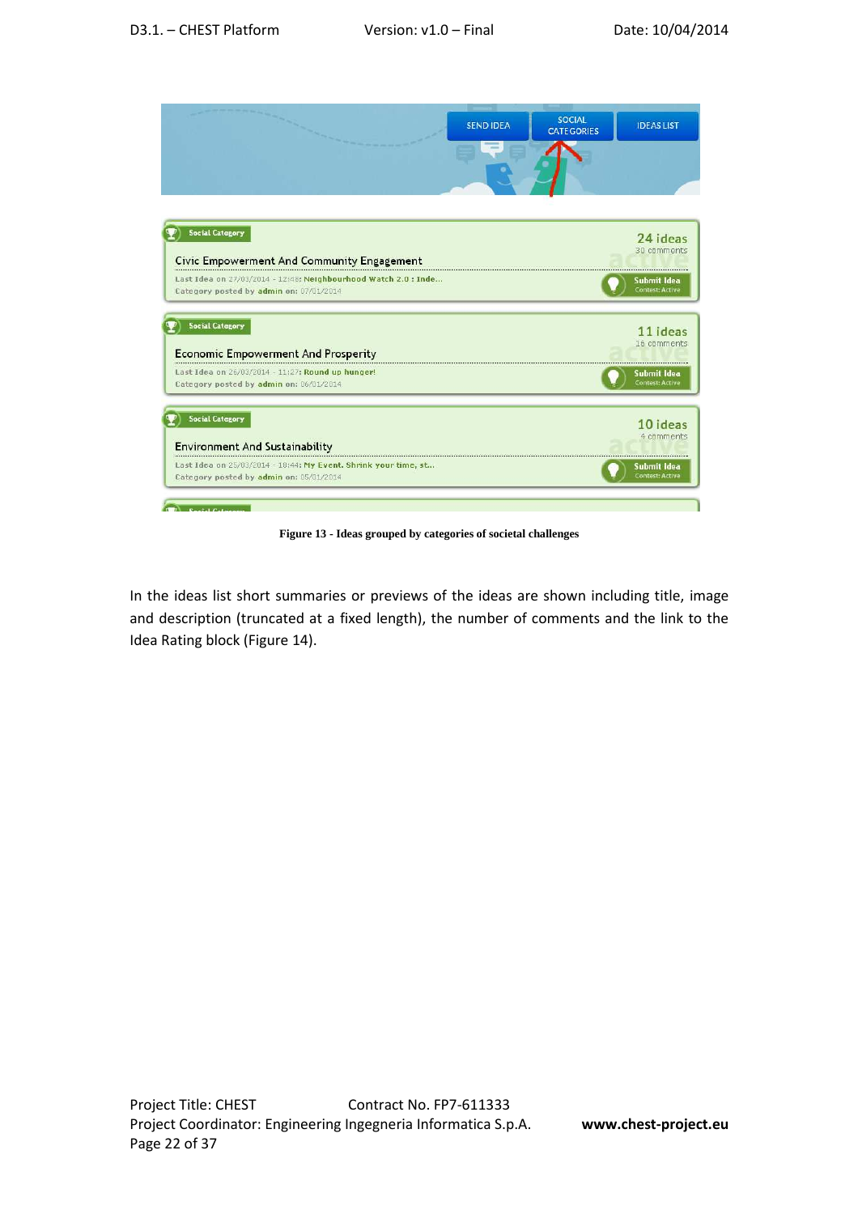Figure 13 - Ideas grouped by categories of societal challenges

In the ideas list short summaries or previews of the ideas are shown including title, image and description (truncated at a fixed length), the number of comments and the link to the Idea Rating block (Figure 14).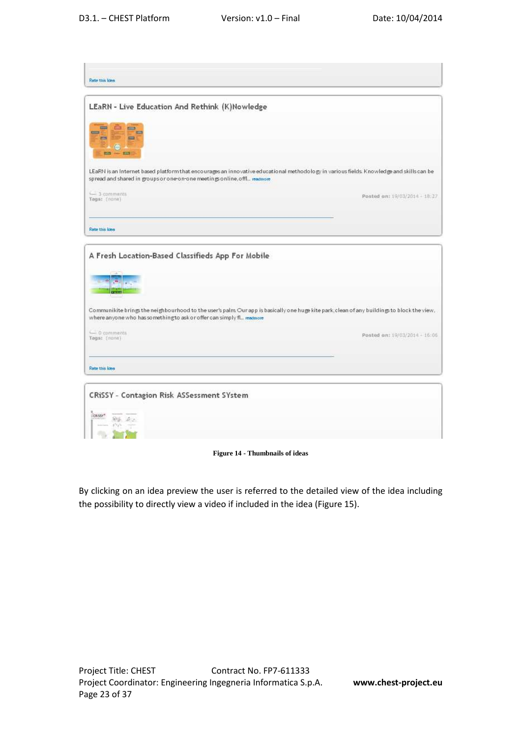Rate this idea

LEaRN - Live Education And Rethink (K)Nowledge

LEaRN is an Internet based platform that encourages an innovative educational methodology in various fields. Knowledge and skills can be spread and shared in groups or one-on-one meetings online, offl... readmore

3 comments
Tags: (none)

Posted on: 19/03/2014 - 18:27

Rate this idea

A Fresh Location-Based Classifieds App For Mobile

Communikite brings the neighbourhood to the user's palm. Our app is basically one huge kite park, clean of any buildings to block the view, where anyone who has something to ask or offer can simply fl... readmore

0 comments
Tags: (none)

Posted on: 19/03/2014 - 16:06

Rate this idea

CRiSSY - Contagion Risk ASSessment SYstem

**Figure 14 - Thumbnails of ideas**

By clicking on an idea preview the user is referred to the detailed view of the idea including the possibility to directly view a video if included in the idea (Figure 15).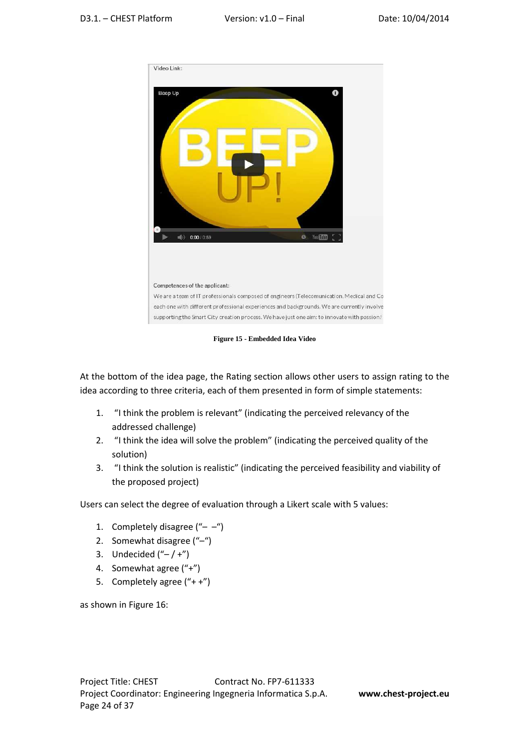Video Link:

Competences of the applicant:

We are a team of IT professionals composed of engineers (Telecomunication, Medical and Co each one with different professional experiences and backgrounds. We are currently involve supporting the Smart City creation process. We have just one aim: to innovate with passion!

**Figure 15 - Embedded Idea Video**

At the bottom of the idea page, the Rating section allows other users to assign rating to the idea according to three criteria, each of them presented in form of simple statements:

1. "I think the problem is relevant" (indicating the perceived relevancy of the addressed challenge)
2. "I think the idea will solve the problem" (indicating the perceived quality of the solution)
3. "I think the solution is realistic" (indicating the perceived feasibility and viability of the proposed project)

Users can select the degree of evaluation through a Likert scale with 5 values:

1. Completely disagree ("– –")
2. Somewhat disagree ("–")
3. Undecided ("– / +")
4. Somewhat agree ("+")
5. Completely agree ("+ +")

as shown in Figure 16: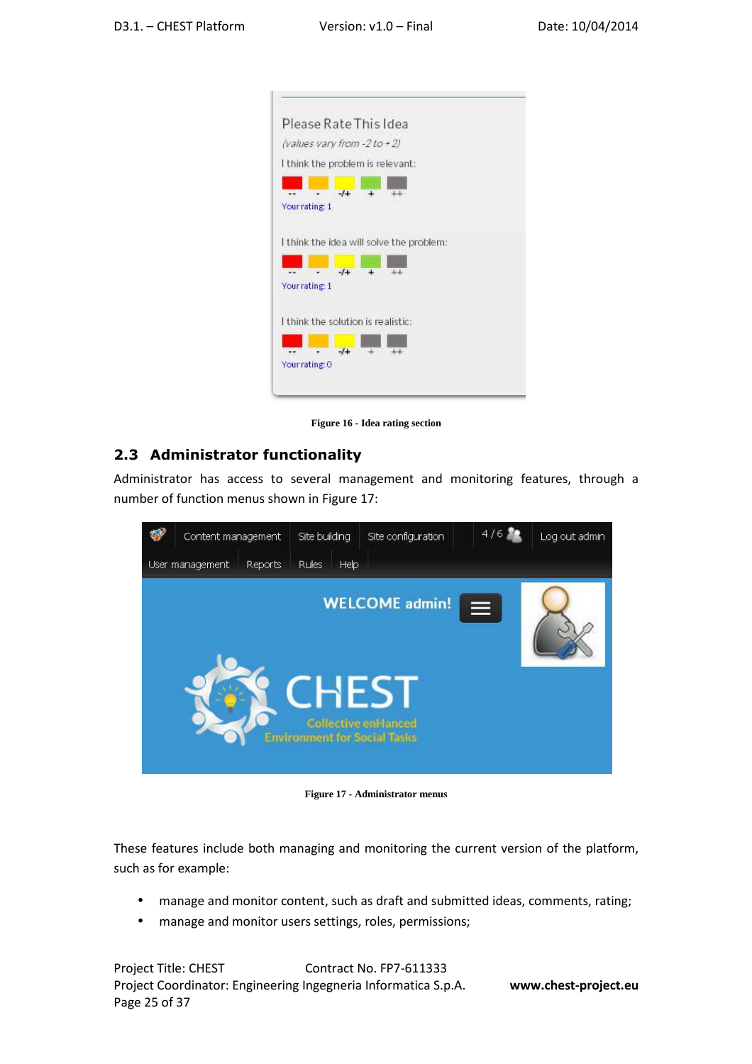Figure 16 - Idea rating section

## 2.3 Administrator functionality

Administrator has access to several management and monitoring features, through a number of function menus shown in Figure 17:

Figure 17 - Administrator menus

These features include both managing and monitoring the current version of the platform, such as for example:

- manage and monitor content, such as draft and submitted ideas, comments, rating;
- manage and monitor users settings, roles, permissions;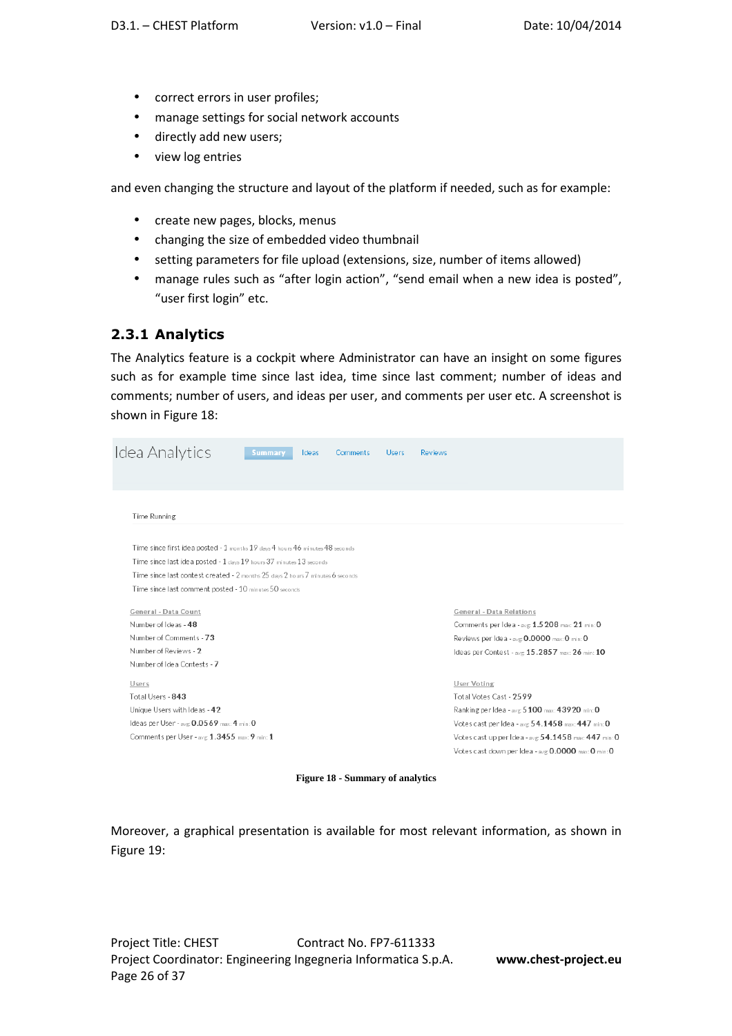- correct errors in user profiles;
- manage settings for social network accounts
- directly add new users;
- view log entries

and even changing the structure and layout of the platform if needed, such as for example:

- create new pages, blocks, menus
- changing the size of embedded video thumbnail
- setting parameters for file upload (extensions, size, number of items allowed)
- manage rules such as "after login action", "send email when a new idea is posted", "user first login" etc.

### 2.3.1 Analytics

The Analytics feature is a cockpit where Administrator can have an insight on some figures such as for example time since last idea, time since last comment; number of ideas and comments; number of users, and ideas per user, and comments per user etc. A screenshot is shown in Figure 18:

Idea Analytics — Summary | Ideas | Comments | Users | Reviews

Time Running

Time since first idea posted - 1 months 19 days 4 hours 46 minutes 48 seconds
Time since last idea posted - 1 days 19 hours 37 minutes 13 seconds
Time since last contest created - 2 months 25 days 2 hours 7 minutes 6 seconds
Time since last comment posted - 10 minutes 50 seconds

General - Data Count
Number of Ideas - 48
Number of Comments - 73
Number of Reviews - 2
Number of Idea Contests - 7

Users
Total Users - 843
Unique Users with Ideas - 42
Ideas per User - avg: 0.0569 max: 4 min: 0
Comments per User - avg: 1.3455 max: 9 min: 1

General - Data Relations
Comments per Idea - avg: 1.5208 max: 21 min: 0
Reviews per Idea - avg: 0.0000 max: 0 min: 0
Ideas per Contest - avg: 15.2857 max: 26 min: 10

User Voting
Total Votes Cast - 2599
Ranking per Idea - avg: 5100 max: 43920 min: 0
Votes cast per Idea - avg: 54.1458 max: 447 min: 0
Votes cast up per Idea - avg: 54.1458 max: 447 min: 0
Votes cast down per Idea - avg: 0.0000 max: 0 min: 0

**Figure 18 - Summary of analytics**

Moreover, a graphical presentation is available for most relevant information, as shown in Figure 19: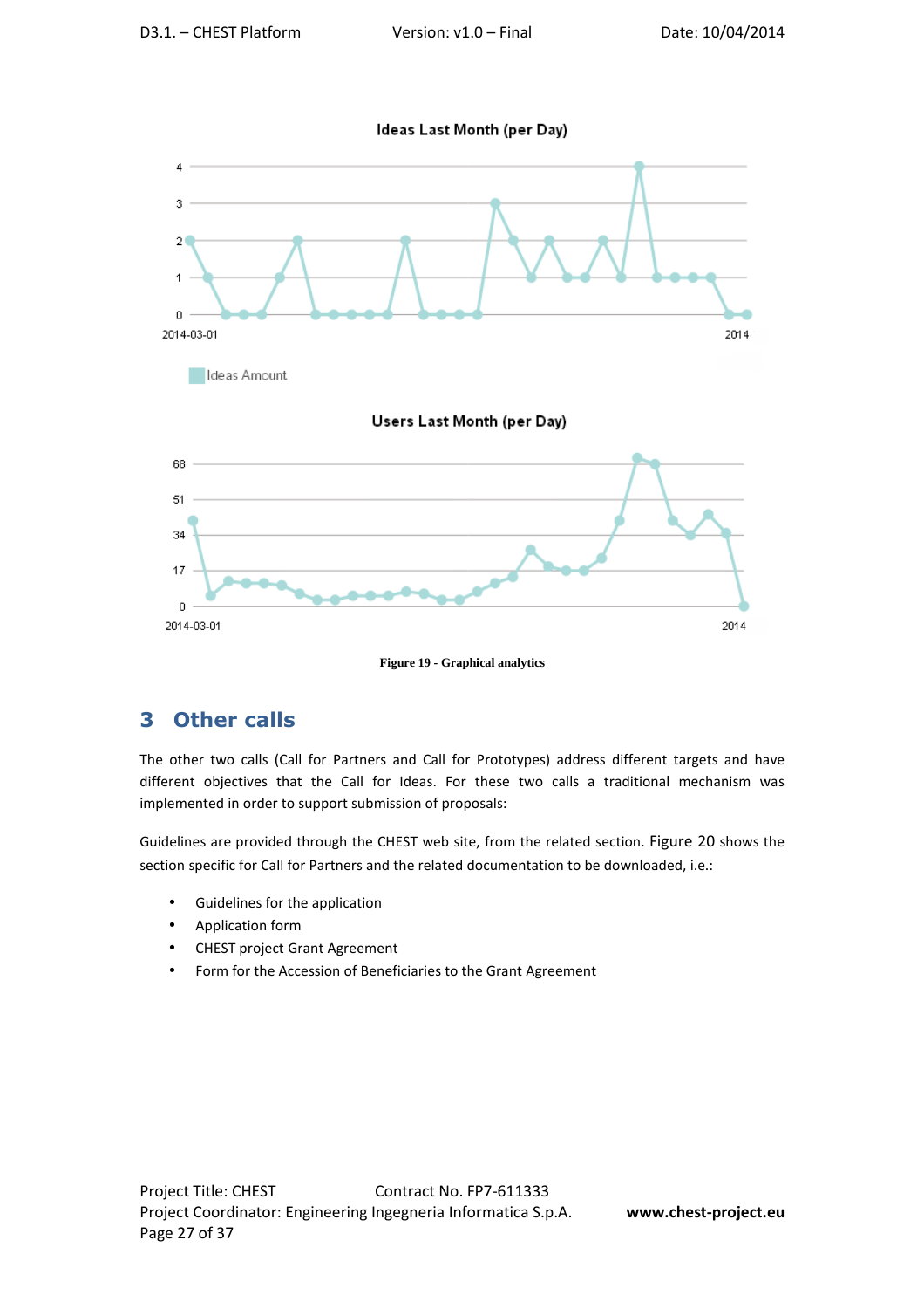Ideas Last Month (per Day)

Ideas Amount

Users Last Month (per Day)

**Figure 19 - Graphical analytics**

# 3 Other calls

The other two calls (Call for Partners and Call for Prototypes) address different targets and have different objectives that the Call for Ideas. For these two calls a traditional mechanism was implemented in order to support submission of proposals:

Guidelines are provided through the CHEST web site, from the related section. Figure 20 shows the section specific for Call for Partners and the related documentation to be downloaded, i.e.:

- Guidelines for the application
- Application form
- CHEST project Grant Agreement
- Form for the Accession of Beneficiaries to the Grant Agreement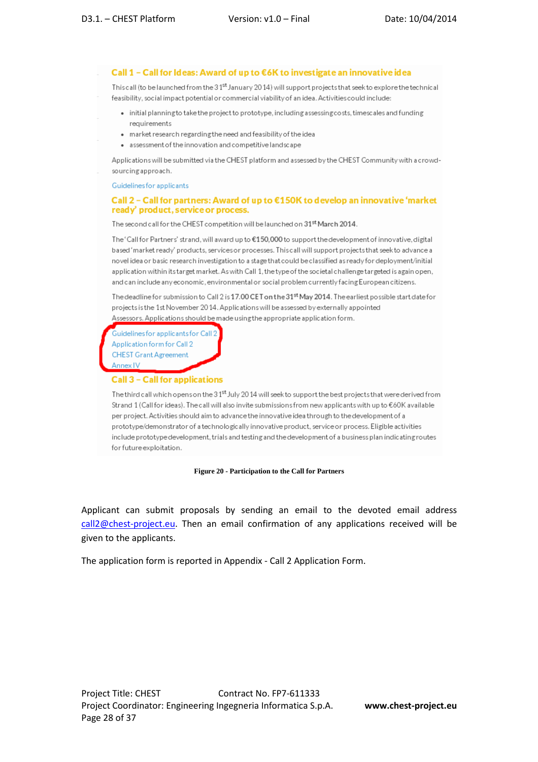**Call 1 – Call for Ideas: Award of up to €6K to investigate an innovative idea**

This call (to be launched from the 31st January 2014) will support projects that seek to explore the technical feasibility, social impact potential or commercial viability of an idea. Activities could include:

- initial planning to take the project to prototype, including assessing costs, timescales and funding requirements
- market research regarding the need and feasibility of the idea
- assessment of the innovation and competitive landscape

Applications will be submitted via the CHEST platform and assessed by the CHEST Community with a crowd-sourcing approach.

Guidelines for applicants

**Call 2 – Call for partners: Award of up to €150K to develop an innovative 'market ready' product, service or process.**

The second call for the CHEST competition will be launched on **31st March 2014**.

The 'Call for Partners' strand, will award up to **€150,000** to support the development of innovative, digital based 'market ready' products, services or processes. This call will support projects that seek to advance a novel idea or basic research investigation to a stage that could be classified as ready for deployment/initial application within its target market. As with Call 1, the type of the societal challenge targeted is again open, and can include any economic, environmental or social problem currently facing European citizens.

The deadline for submission to Call 2 is **17.00 CET on the 31st May 2014**. The earliest possible start date for projects is the 1st November 2014. Applications will be assessed by externally appointed Assessors. Applications should be made using the appropriate application form.

Guidelines for applicants for Call 2
Application form for Call 2
CHEST Grant Agreement
Annex IV

**Call 3 – Call for applications**

The third call which opens on the 31st July 2014 will seek to support the best projects that were derived from Strand 1 (Call for ideas). The call will also invite submissions from new applicants with up to €60K available per project. Activities should aim to advance the innovative idea through to the development of a prototype/demonstrator of a technologically innovative product, service or process. Eligible activities include prototype development, trials and testing and the development of a business plan indicating routes for future exploitation.

**Figure 20 - Participation to the Call for Partners**

Applicant can submit proposals by sending an email to the devoted email address call2@chest-project.eu. Then an email confirmation of any applications received will be given to the applicants.

The application form is reported in Appendix - Call 2 Application Form.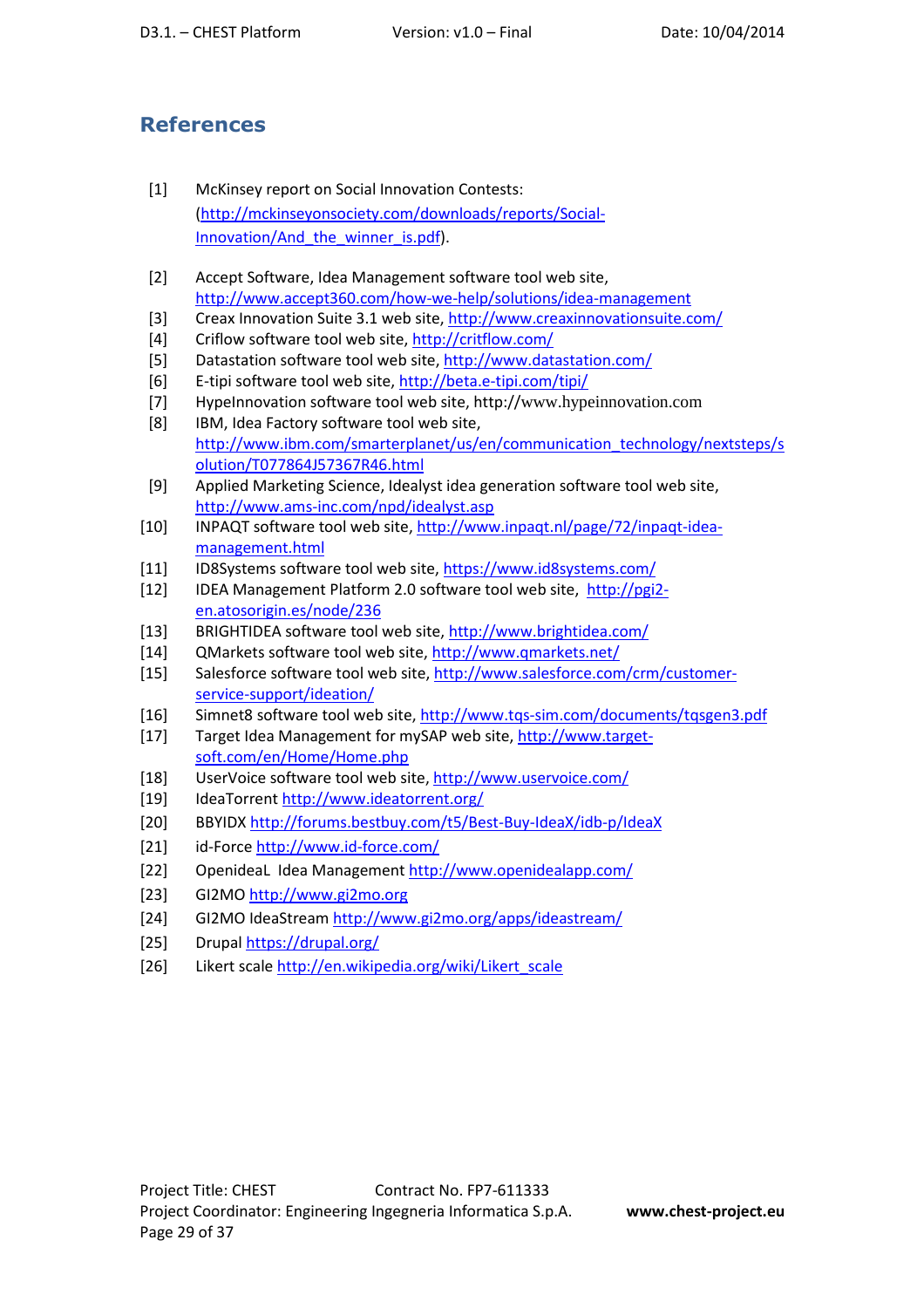## References

[1] McKinsey report on Social Innovation Contests: (http://mckinseyonsociety.com/downloads/reports/Social-Innovation/And_the_winner_is.pdf).

[2] Accept Software, Idea Management software tool web site, http://www.accept360.com/how-we-help/solutions/idea-management

[3] Creax Innovation Suite 3.1 web site, http://www.creaxinnovationsuite.com/

[4] Criflow software tool web site, http://critflow.com/

[5] Datastation software tool web site, http://www.datastation.com/

[6] E-tipi software tool web site, http://beta.e-tipi.com/tipi/

[7] HypeInnovation software tool web site, http://www.hypeinnovation.com

[8] IBM, Idea Factory software tool web site, http://www.ibm.com/smarterplanet/us/en/communication_technology/nextsteps/solution/T077864J57367R46.html

[9] Applied Marketing Science, Idealyst idea generation software tool web site, http://www.ams-inc.com/npd/idealyst.asp

[10] INPAQT software tool web site, http://www.inpaqt.nl/page/72/inpaqt-idea-management.html

[11] ID8Systems software tool web site, https://www.id8systems.com/

[12] IDEA Management Platform 2.0 software tool web site, http://pgi2-en.atosorigin.es/node/236

[13] BRIGHTIDEA software tool web site, http://www.brightidea.com/

[14] QMarkets software tool web site, http://www.qmarkets.net/

[15] Salesforce software tool web site, http://www.salesforce.com/crm/customer-service-support/ideation/

[16] Simnet8 software tool web site, http://www.tqs-sim.com/documents/tqsgen3.pdf

[17] Target Idea Management for mySAP web site, http://www.target-soft.com/en/Home/Home.php

[18] UserVoice software tool web site, http://www.uservoice.com/

[19] IdeaTorrent http://www.ideatorrent.org/

[20] BBYIDX http://forums.bestbuy.com/t5/Best-Buy-IdeaX/idb-p/IdeaX

[21] id-Force http://www.id-force.com/

[22] OpenideaL Idea Management http://www.openidealapp.com/

[23] GI2MO http://www.gi2mo.org

[24] GI2MO IdeaStream http://www.gi2mo.org/apps/ideastream/

[25] Drupal https://drupal.org/

[26] Likert scale http://en.wikipedia.org/wiki/Likert_scale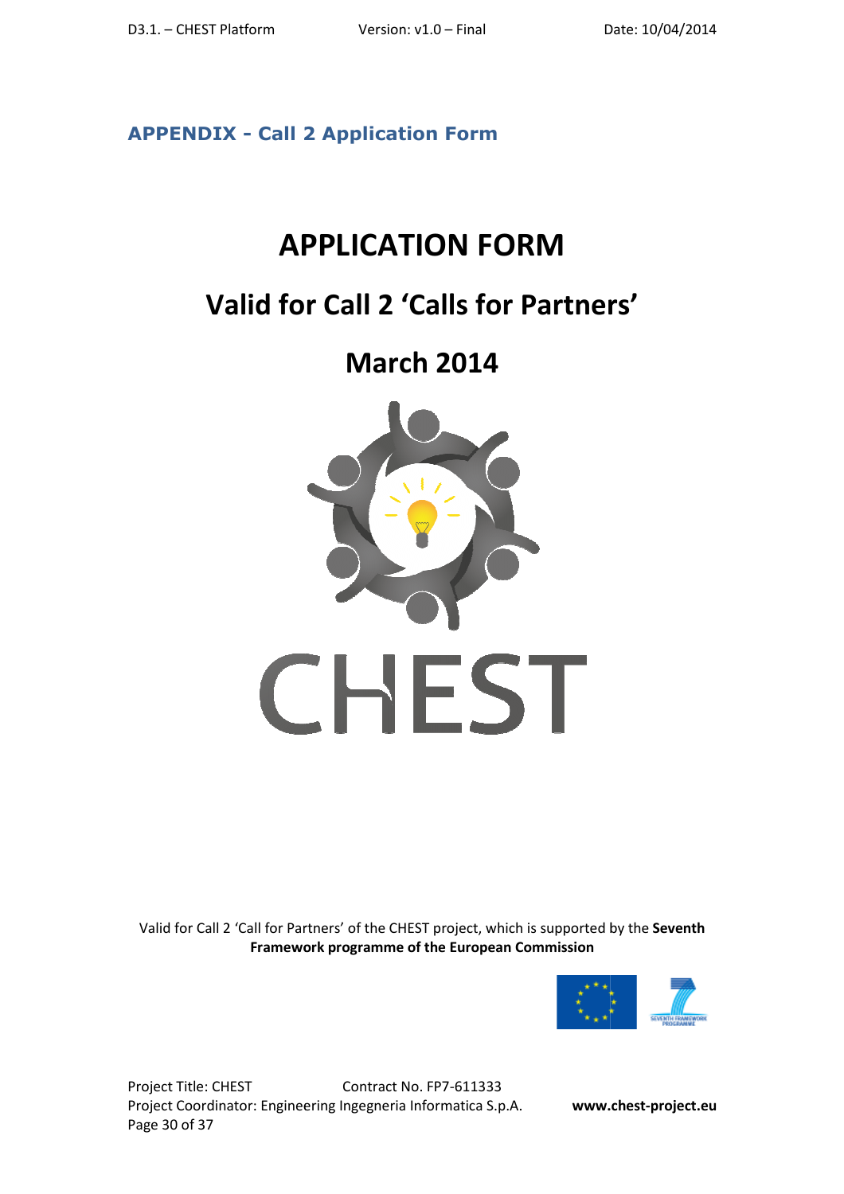## APPENDIX - Call 2 Application Form

# APPLICATION FORM

# Valid for Call 2 'Calls for Partners'

# March 2014

CHEST

Valid for Call 2 'Call for Partners' of the CHEST project, which is supported by the **Seventh Framework programme of the European Commission**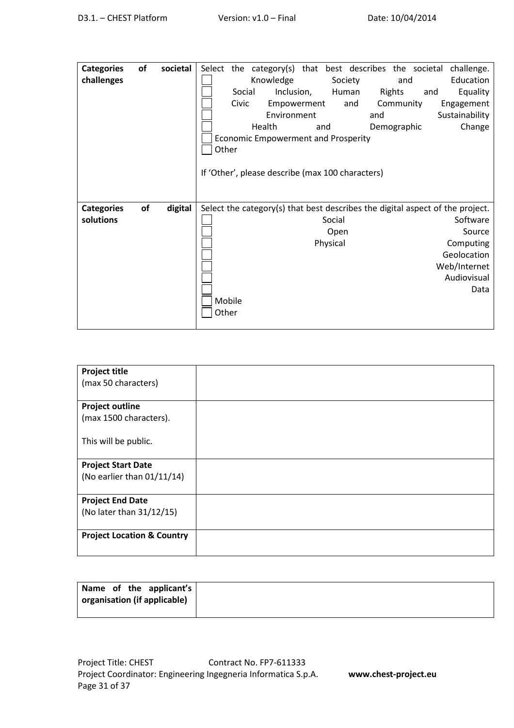| | |
|---|---|
| **Categories of societal challenges** | Select the category(s) that best describes the societal challenge.<br>☐ Knowledge Society and Education<br>☐ Social Inclusion, Human Rights and Equality<br>☐ Civic Empowerment and Community Engagement<br>☐ Environment and Sustainability<br>☐ Health and Demographic Change<br>☐ Economic Empowerment and Prosperity<br>☐ Other<br><br>If 'Other', please describe (max 100 characters) |
| **Categories of digital solutions** | Select the category(s) that best describes the digital aspect of the project.<br>☐ Social Software<br>☐ Open Source<br>☐ Physical Computing<br>☐ Geolocation<br>☐ Web/Internet<br>☐ Audiovisual<br>☐ Data<br>☐ Mobile<br>☐ Other |

| | |
|---|---|
| **Project title**<br>(max 50 characters) | |
| **Project outline**<br>(max 1500 characters).<br><br>This will be public. | |
| **Project Start Date**<br>(No earlier than 01/11/14) | |
| **Project End Date**<br>(No later than 31/12/15) | |
| **Project Location & Country** | |

| | |
|---|---|
| **Name of the applicant's organisation (if applicable)** | |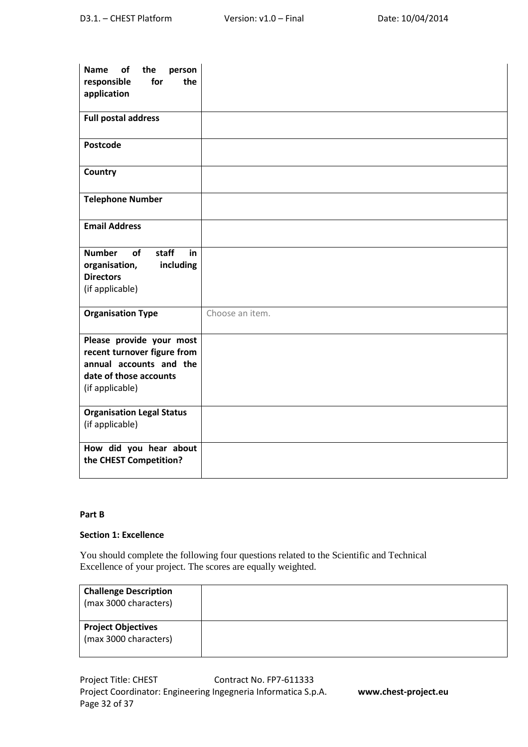| **Name of the person responsible for the application** | |
|---|---|
| **Full postal address** | |
| **Postcode** | |
| **Country** | |
| **Telephone Number** | |
| **Email Address** | |
| **Number of staff in organisation, including Directors** (if applicable) | |
| **Organisation Type** | Choose an item. |
| **Please provide your most recent turnover figure from annual accounts and the date of those accounts** (if applicable) | |
| **Organisation Legal Status** (if applicable) | |
| **How did you hear about the CHEST Competition?** | |

**Part B**

**Section 1: Excellence**

You should complete the following four questions related to the Scientific and Technical Excellence of your project. The scores are equally weighted.

| **Challenge Description** (max 3000 characters) | |
|---|---|
| **Project Objectives** (max 3000 characters) | |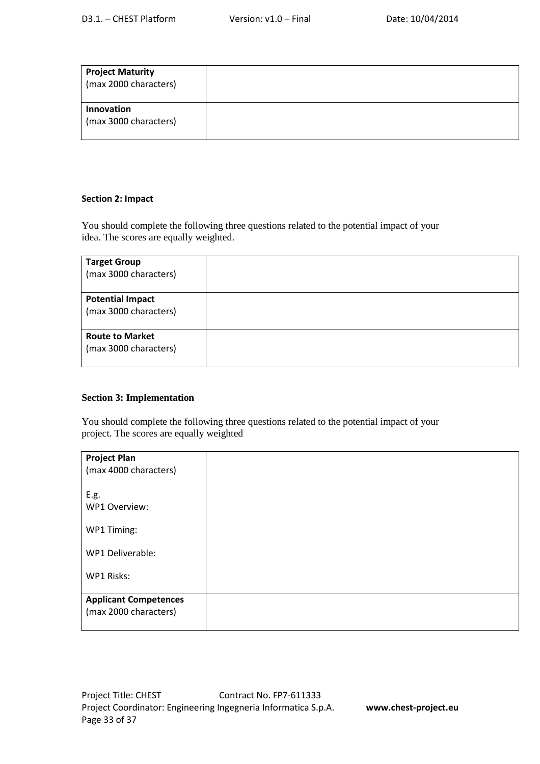| **Project Maturity** (max 2000 characters) | |
|---|---|
| **Innovation** (max 3000 characters) | |

#### Section 2: Impact

You should complete the following three questions related to the potential impact of your idea. The scores are equally weighted.

| **Target Group** (max 3000 characters) | |
|---|---|
| **Potential Impact** (max 3000 characters) | |
| **Route to Market** (max 3000 characters) | |

#### Section 3: Implementation

You should complete the following three questions related to the potential impact of your project. The scores are equally weighted

| **Project Plan** (max 4000 characters)<br><br>E.g.<br>WP1 Overview:<br><br>WP1 Timing:<br><br>WP1 Deliverable:<br><br>WP1 Risks: | |
|---|---|
| **Applicant Competences** (max 2000 characters) | |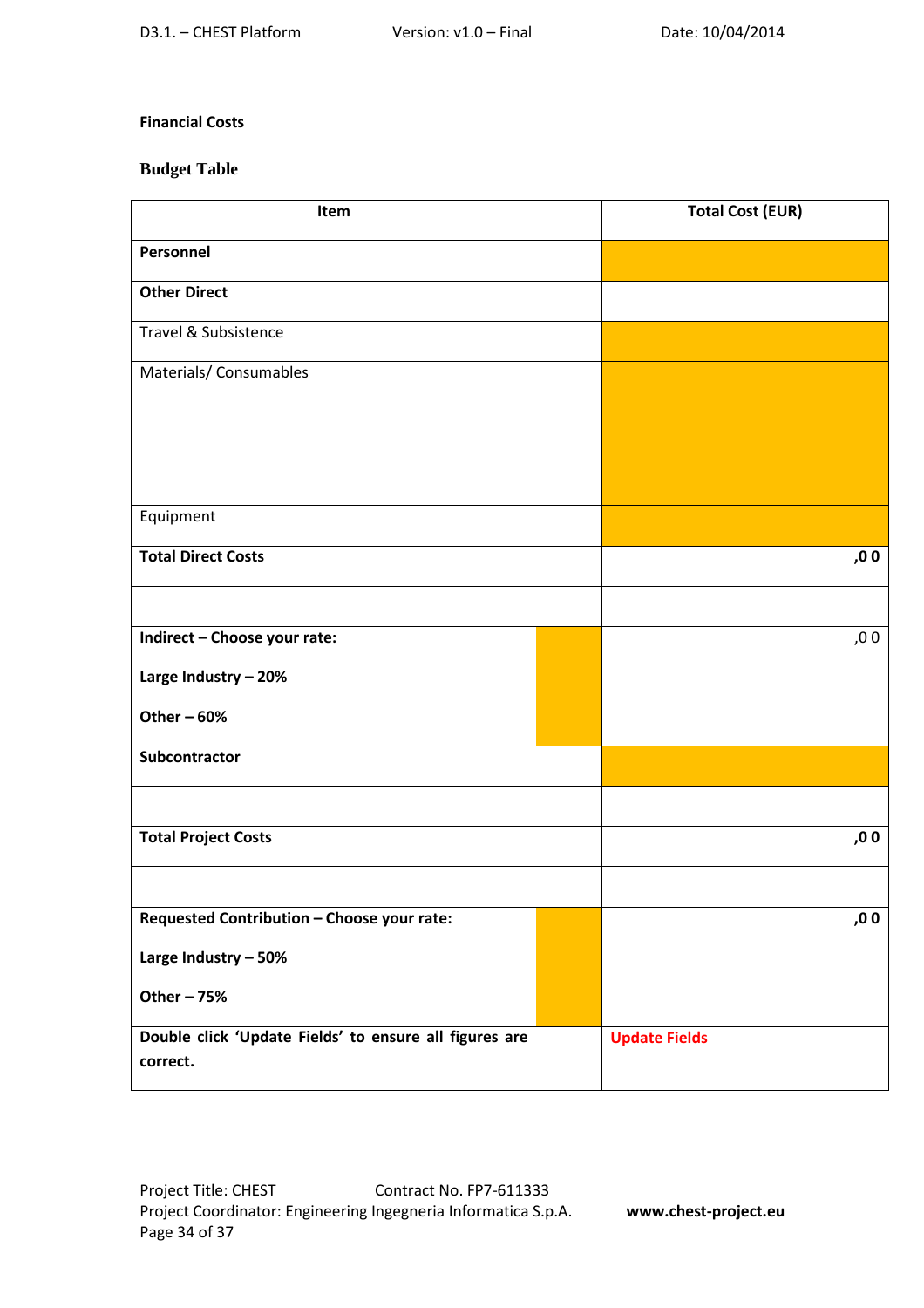**Financial Costs**

**Budget Table**

| Item | Total Cost (EUR) |
|---|---|
| **Personnel** | |
| **Other Direct** | |
| Travel & Subsistence | |
| Materials/ Consumables | |
| Equipment | |
| **Total Direct Costs** | **,0 0** |
| | |
| **Indirect – Choose your rate:**<br><br>**Large Industry – 20%**<br><br>**Other – 60%** | ,0 0 |
| **Subcontractor** | |
| | |
| **Total Project Costs** | **,0 0** |
| | |
| **Requested Contribution – Choose your rate:**<br><br>**Large Industry – 50%**<br><br>**Other – 75%** | **,0 0** |
| **Double click ‘Update Fields’ to ensure all figures are correct.** | **Update Fields** |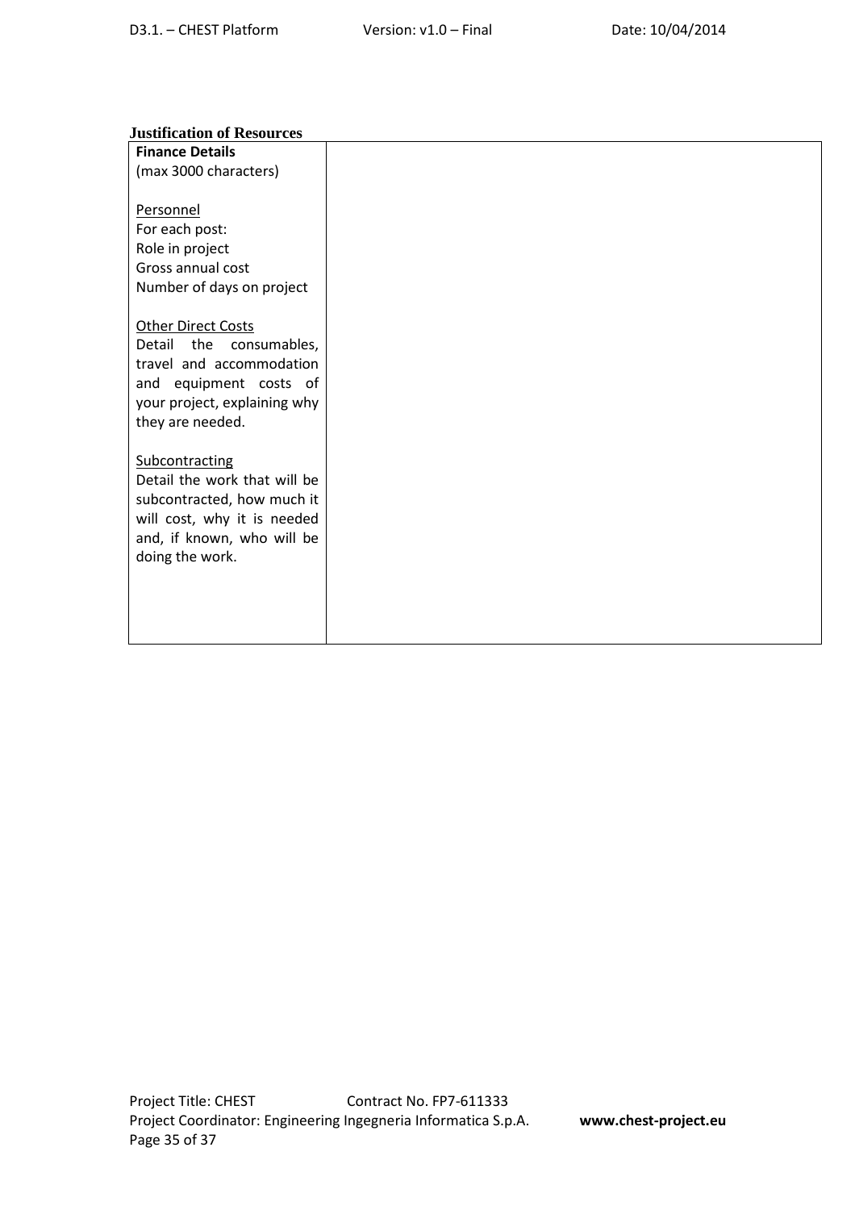**Justification of Resources**

| **Finance Details**<br>(max 3000 characters)<br><br><u>Personnel</u><br>For each post:<br>Role in project<br>Gross annual cost<br>Number of days on project<br><br><u>Other Direct Costs</u><br>Detail the consumables, travel and accommodation and equipment costs of your project, explaining why they are needed.<br><br><u>Subcontracting</u><br>Detail the work that will be subcontracted, how much it will cost, why it is needed and, if known, who will be doing the work. | |
|---|---|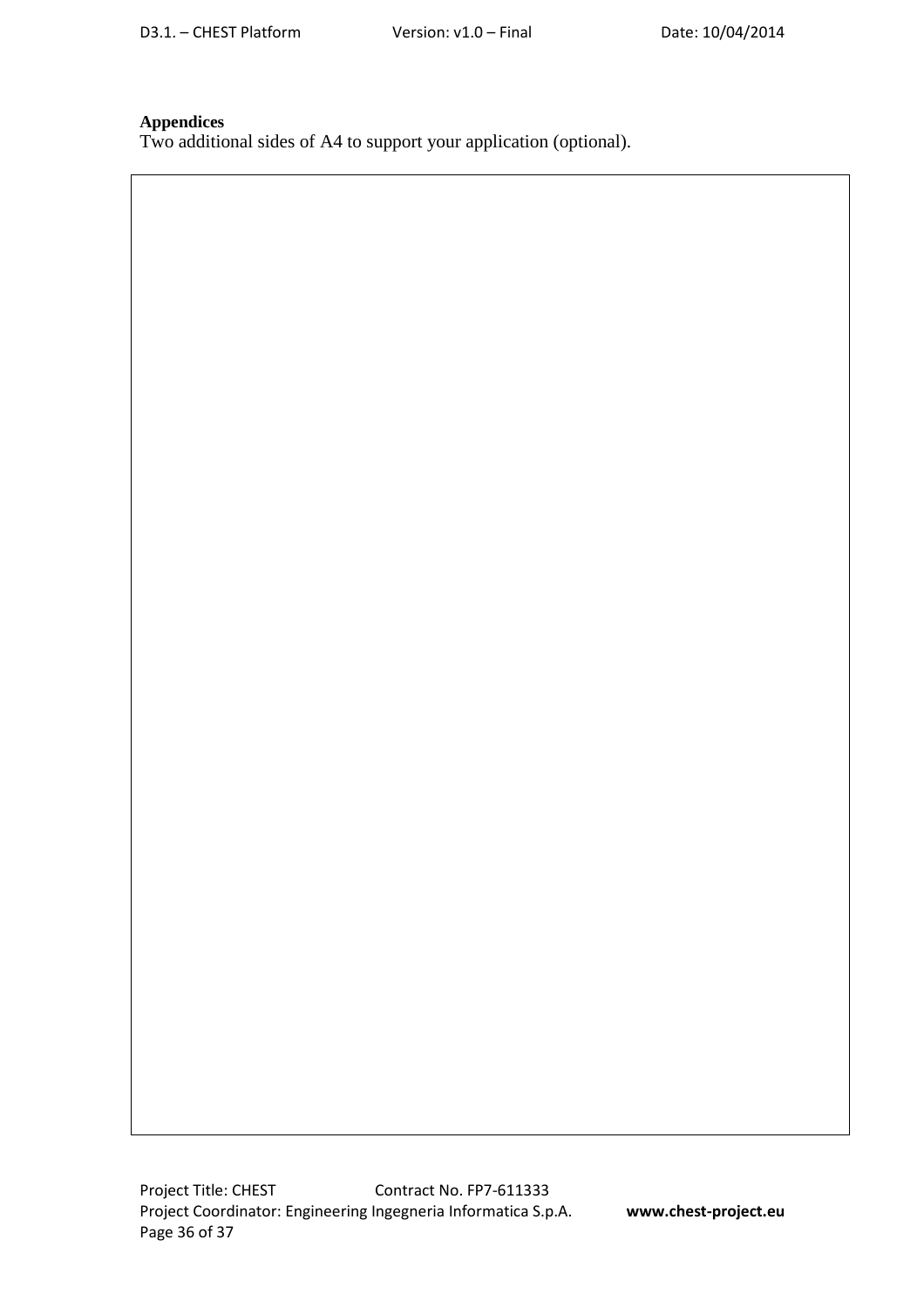**Appendices**

Two additional sides of A4 to support your application (optional).